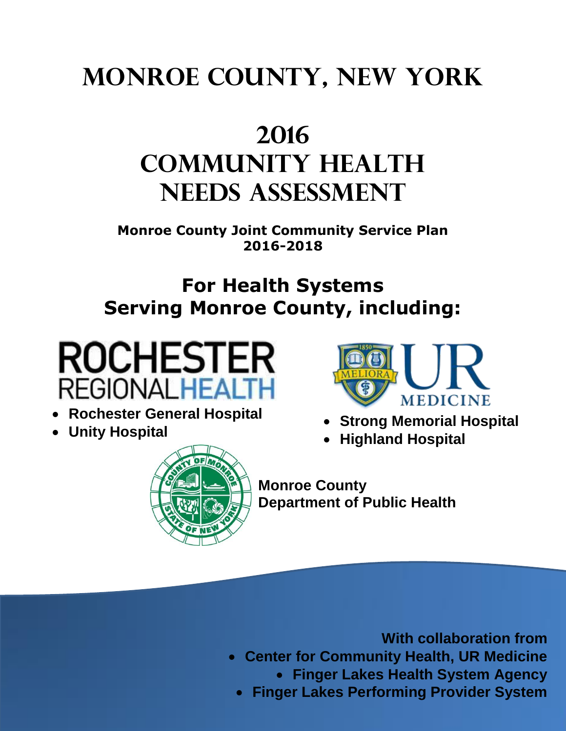# Monroe County, New York

# 2016 Community Health Needs Assessment

**Monroe County Joint Community Service Plan 2016-2018**

## For Health Systems Serving Monroe County, including:

ROCHESTER REGIONAL HEALTH

- **Rochester General Hospital**
- **Unity Hospital**

UR MEDICINE

- **Strong Memorial Hospital**
- **Highland Hospital**

**Monroe County Department of Public Health**

**With collaboration from**

- **Center for Community Health, UR Medicine**
- **Finger Lakes Health System Agency**
- **Finger Lakes Performing Provider System**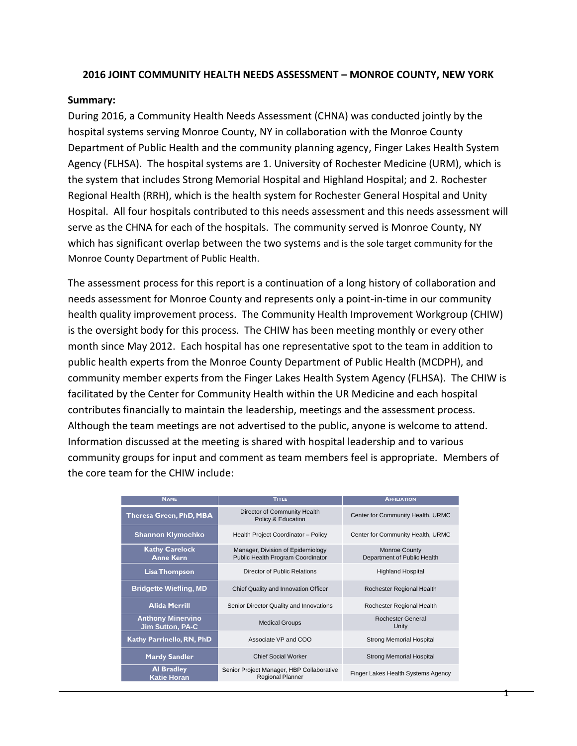**2016 JOINT COMMUNITY HEALTH NEEDS ASSESSMENT – MONROE COUNTY, NEW YORK**

**Summary:**

During 2016, a Community Health Needs Assessment (CHNA) was conducted jointly by the hospital systems serving Monroe County, NY in collaboration with the Monroe County Department of Public Health and the community planning agency, Finger Lakes Health System Agency (FLHSA). The hospital systems are 1. University of Rochester Medicine (URM), which is the system that includes Strong Memorial Hospital and Highland Hospital; and 2. Rochester Regional Health (RRH), which is the health system for Rochester General Hospital and Unity Hospital. All four hospitals contributed to this needs assessment and this needs assessment will serve as the CHNA for each of the hospitals. The community served is Monroe County, NY which has significant overlap between the two systems and is the sole target community for the Monroe County Department of Public Health.

The assessment process for this report is a continuation of a long history of collaboration and needs assessment for Monroe County and represents only a point-in-time in our community health quality improvement process. The Community Health Improvement Workgroup (CHIW) is the oversight body for this process. The CHIW has been meeting monthly or every other month since May 2012. Each hospital has one representative spot to the team in addition to public health experts from the Monroe County Department of Public Health (MCDPH), and community member experts from the Finger Lakes Health System Agency (FLHSA). The CHIW is facilitated by the Center for Community Health within the UR Medicine and each hospital contributes financially to maintain the leadership, meetings and the assessment process. Although the team meetings are not advertised to the public, anyone is welcome to attend. Information discussed at the meeting is shared with hospital leadership and to various community groups for input and comment as team members feel is appropriate. Members of the core team for the CHIW include:

| Name | Title | Affiliation |
|---|---|---|
| **Theresa Green, PhD, MBA** | Director of Community Health Policy & Education | Center for Community Health, URMC |
| **Shannon Klymochko** | Health Project Coordinator – Policy | Center for Community Health, URMC |
| **Kathy Carelock**<br>**Anne Kern** | Manager, Division of Epidemiology<br>Public Health Program Coordinator | Monroe County Department of Public Health |
| **Lisa Thompson** | Director of Public Relations | Highland Hospital |
| **Bridgette Wiefling, MD** | Chief Quality and Innovation Officer | Rochester Regional Health |
| **Alida Merrill** | Senior Director Quality and Innovations | Rochester Regional Health |
| **Anthony Minervino**<br>**Jim Sutton, PA-C** | Medical Groups | Rochester General<br>Unity |
| **Kathy Parrinello, RN, PhD** | Associate VP and COO | Strong Memorial Hospital |
| **Mardy Sandler** | Chief Social Worker | Strong Memorial Hospital |
| **Al Bradley**<br>**Katie Horan** | Senior Project Manager, HBP Collaborative<br>Regional Planner | Finger Lakes Health Systems Agency |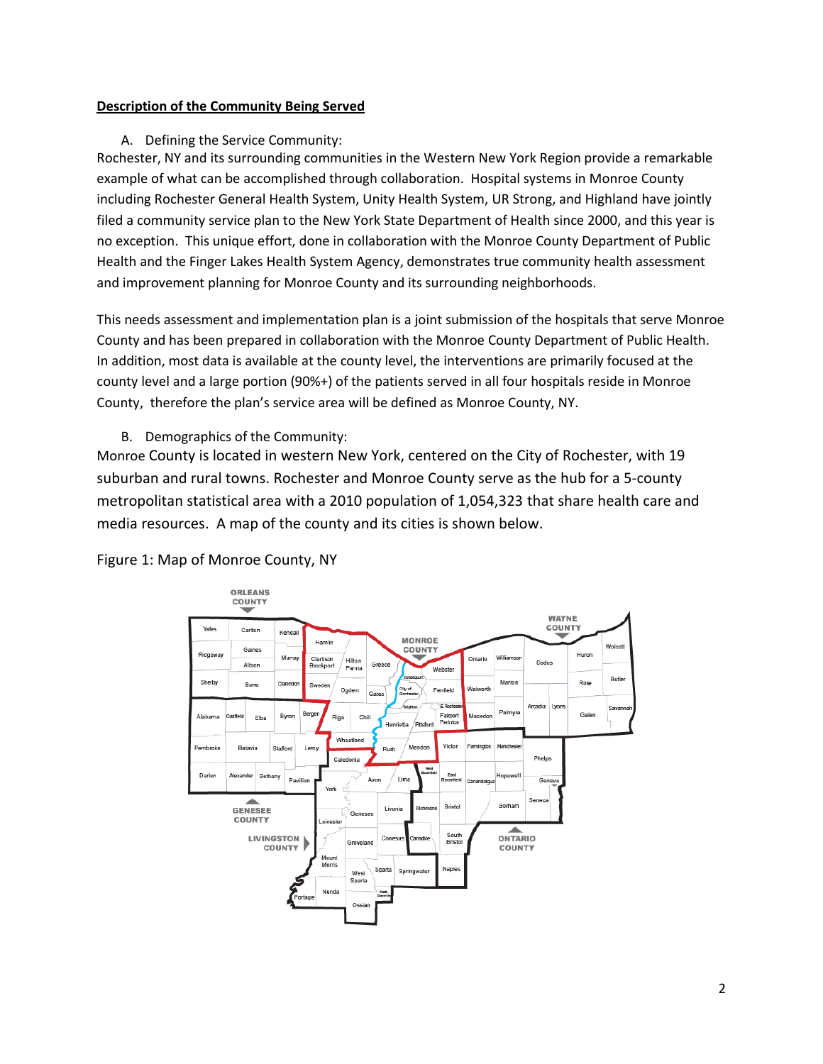**<u>Description of the Community Being Served</u>**

A. Defining the Service Community:

Rochester, NY and its surrounding communities in the Western New York Region provide a remarkable example of what can be accomplished through collaboration. Hospital systems in Monroe County including Rochester General Health System, Unity Health System, UR Strong, and Highland have jointly filed a community service plan to the New York State Department of Health since 2000, and this year is no exception. This unique effort, done in collaboration with the Monroe County Department of Public Health and the Finger Lakes Health System Agency, demonstrates true community health assessment and improvement planning for Monroe County and its surrounding neighborhoods.

This needs assessment and implementation plan is a joint submission of the hospitals that serve Monroe County and has been prepared in collaboration with the Monroe County Department of Public Health. In addition, most data is available at the county level, the interventions are primarily focused at the county level and a large portion (90%+) of the patients served in all four hospitals reside in Monroe County, therefore the plan's service area will be defined as Monroe County, NY.

B. Demographics of the Community:

Monroe County is located in western New York, centered on the City of Rochester, with 19 suburban and rural towns. Rochester and Monroe County serve as the hub for a 5-county metropolitan statistical area with a 2010 population of 1,054,323 that share health care and media resources. A map of the county and its cities is shown below.

Figure 1: Map of Monroe County, NY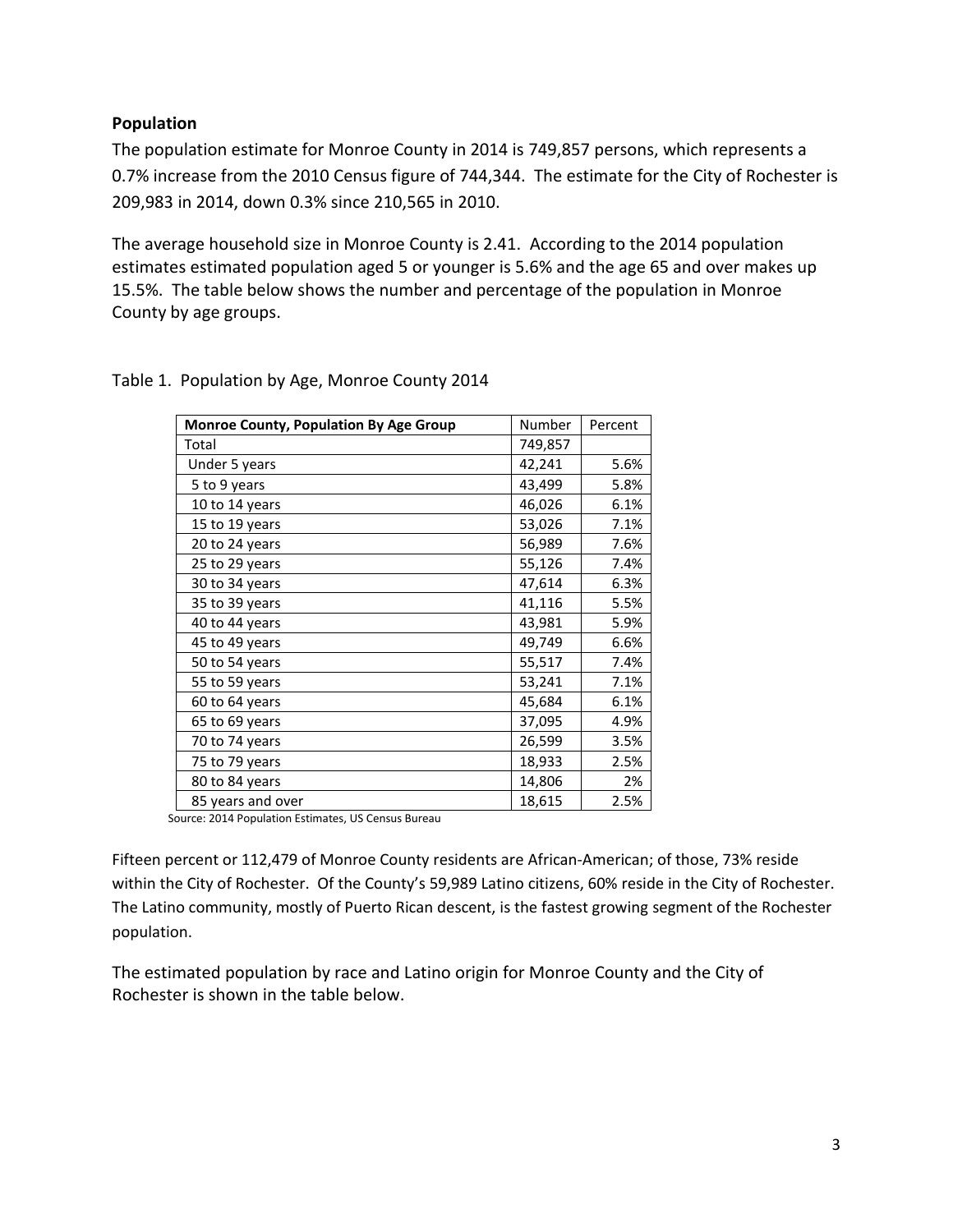**Population**

The population estimate for Monroe County in 2014 is 749,857 persons, which represents a 0.7% increase from the 2010 Census figure of 744,344. The estimate for the City of Rochester is 209,983 in 2014, down 0.3% since 210,565 in 2010.

The average household size in Monroe County is 2.41. According to the 2014 population estimates estimated population aged 5 or younger is 5.6% and the age 65 and over makes up 15.5%. The table below shows the number and percentage of the population in Monroe County by age groups.

Table 1. Population by Age, Monroe County 2014

| **Monroe County, Population By Age Group** | Number | Percent |
|---|---|---|
| Total | 749,857 | |
| Under 5 years | 42,241 | 5.6% |
| 5 to 9 years | 43,499 | 5.8% |
| 10 to 14 years | 46,026 | 6.1% |
| 15 to 19 years | 53,026 | 7.1% |
| 20 to 24 years | 56,989 | 7.6% |
| 25 to 29 years | 55,126 | 7.4% |
| 30 to 34 years | 47,614 | 6.3% |
| 35 to 39 years | 41,116 | 5.5% |
| 40 to 44 years | 43,981 | 5.9% |
| 45 to 49 years | 49,749 | 6.6% |
| 50 to 54 years | 55,517 | 7.4% |
| 55 to 59 years | 53,241 | 7.1% |
| 60 to 64 years | 45,684 | 6.1% |
| 65 to 69 years | 37,095 | 4.9% |
| 70 to 74 years | 26,599 | 3.5% |
| 75 to 79 years | 18,933 | 2.5% |
| 80 to 84 years | 14,806 | 2% |
| 85 years and over | 18,615 | 2.5% |

Source: 2014 Population Estimates, US Census Bureau

Fifteen percent or 112,479 of Monroe County residents are African-American; of those, 73% reside within the City of Rochester. Of the County's 59,989 Latino citizens, 60% reside in the City of Rochester. The Latino community, mostly of Puerto Rican descent, is the fastest growing segment of the Rochester population.

The estimated population by race and Latino origin for Monroe County and the City of Rochester is shown in the table below.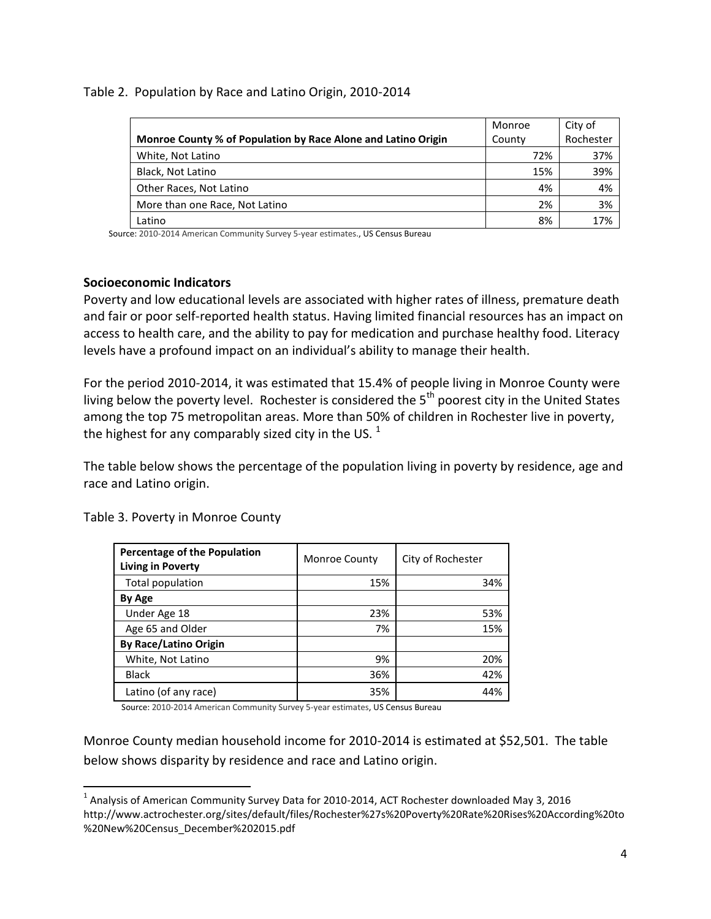Table 2. Population by Race and Latino Origin, 2010-2014

| Monroe County % of Population by Race Alone and Latino Origin | Monroe County | City of Rochester |
|---|---|---|
| White, Not Latino | 72% | 37% |
| Black, Not Latino | 15% | 39% |
| Other Races, Not Latino | 4% | 4% |
| More than one Race, Not Latino | 2% | 3% |
| Latino | 8% | 17% |

Source: 2010-2014 American Community Survey 5-year estimates., US Census Bureau

**Socioeconomic Indicators**

Poverty and low educational levels are associated with higher rates of illness, premature death and fair or poor self-reported health status. Having limited financial resources has an impact on access to health care, and the ability to pay for medication and purchase healthy food. Literacy levels have a profound impact on an individual's ability to manage their health.

For the period 2010-2014, it was estimated that 15.4% of people living in Monroe County were living below the poverty level. Rochester is considered the 5th poorest city in the United States among the top 75 metropolitan areas. More than 50% of children in Rochester live in poverty, the highest for any comparably sized city in the US. [1]

The table below shows the percentage of the population living in poverty by residence, age and race and Latino origin.

Table 3. Poverty in Monroe County

| Percentage of the Population Living in Poverty | Monroe County | City of Rochester |
|---|---|---|
| Total population | 15% | 34% |
| **By Age** | | |
| Under Age 18 | 23% | 53% |
| Age 65 and Older | 7% | 15% |
| **By Race/Latino Origin** | | |
| White, Not Latino | 9% | 20% |
| Black | 36% | 42% |
| Latino (of any race) | 35% | 44% |

Source: 2010-2014 American Community Survey 5-year estimates, US Census Bureau

Monroe County median household income for 2010-2014 is estimated at $52,501. The table below shows disparity by residence and race and Latino origin.

[1] Analysis of American Community Survey Data for 2010-2014, ACT Rochester downloaded May 3, 2016 http://www.actrochester.org/sites/default/files/Rochester%27s%20Poverty%20Rate%20Rises%20According%20to%20New%20Census_December%202015.pdf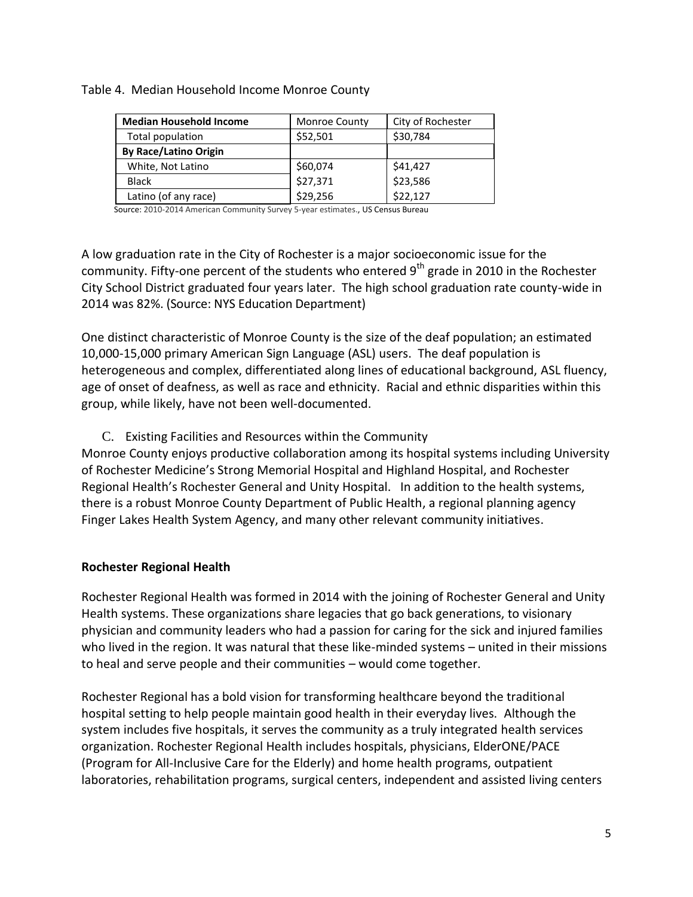Table 4. Median Household Income Monroe County

| Median Household Income | Monroe County | City of Rochester |
|---|---|---|
| Total population | $52,501 | $30,784 |
| **By Race/Latino Origin** | | |
| White, Not Latino | $60,074 | $41,427 |
| Black | $27,371 | $23,586 |
| Latino (of any race) | $29,256 | $22,127 |

Source: 2010-2014 American Community Survey 5-year estimates., US Census Bureau

A low graduation rate in the City of Rochester is a major socioeconomic issue for the community. Fifty-one percent of the students who entered 9th grade in 2010 in the Rochester City School District graduated four years later. The high school graduation rate county-wide in 2014 was 82%. (Source: NYS Education Department)

One distinct characteristic of Monroe County is the size of the deaf population; an estimated 10,000-15,000 primary American Sign Language (ASL) users. The deaf population is heterogeneous and complex, differentiated along lines of educational background, ASL fluency, age of onset of deafness, as well as race and ethnicity. Racial and ethnic disparities within this group, while likely, have not been well-documented.

C. Existing Facilities and Resources within the Community

Monroe County enjoys productive collaboration among its hospital systems including University of Rochester Medicine's Strong Memorial Hospital and Highland Hospital, and Rochester Regional Health's Rochester General and Unity Hospital. In addition to the health systems, there is a robust Monroe County Department of Public Health, a regional planning agency Finger Lakes Health System Agency, and many other relevant community initiatives.

**Rochester Regional Health**

Rochester Regional Health was formed in 2014 with the joining of Rochester General and Unity Health systems. These organizations share legacies that go back generations, to visionary physician and community leaders who had a passion for caring for the sick and injured families who lived in the region. It was natural that these like-minded systems – united in their missions to heal and serve people and their communities – would come together.

Rochester Regional has a bold vision for transforming healthcare beyond the traditional hospital setting to help people maintain good health in their everyday lives. Although the system includes five hospitals, it serves the community as a truly integrated health services organization. Rochester Regional Health includes hospitals, physicians, ElderONE/PACE (Program for All-Inclusive Care for the Elderly) and home health programs, outpatient laboratories, rehabilitation programs, surgical centers, independent and assisted living centers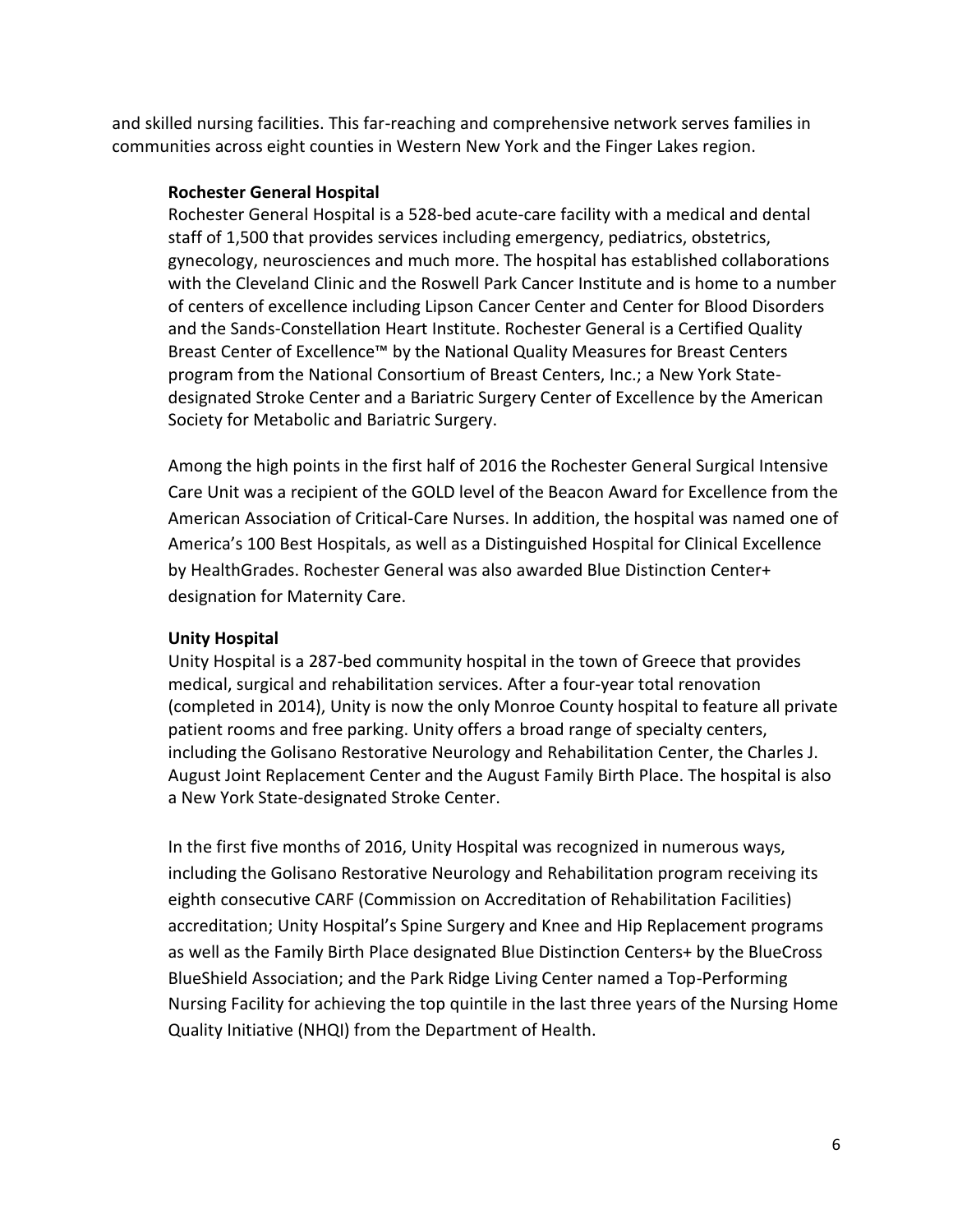and skilled nursing facilities. This far-reaching and comprehensive network serves families in communities across eight counties in Western New York and the Finger Lakes region.

**Rochester General Hospital**

Rochester General Hospital is a 528-bed acute-care facility with a medical and dental staff of 1,500 that provides services including emergency, pediatrics, obstetrics, gynecology, neurosciences and much more. The hospital has established collaborations with the Cleveland Clinic and the Roswell Park Cancer Institute and is home to a number of centers of excellence including Lipson Cancer Center and Center for Blood Disorders and the Sands-Constellation Heart Institute. Rochester General is a Certified Quality Breast Center of Excellence™ by the National Quality Measures for Breast Centers program from the National Consortium of Breast Centers, Inc.; a New York State-designated Stroke Center and a Bariatric Surgery Center of Excellence by the American Society for Metabolic and Bariatric Surgery.

Among the high points in the first half of 2016 the Rochester General Surgical Intensive Care Unit was a recipient of the GOLD level of the Beacon Award for Excellence from the American Association of Critical-Care Nurses. In addition, the hospital was named one of America's 100 Best Hospitals, as well as a Distinguished Hospital for Clinical Excellence by HealthGrades. Rochester General was also awarded Blue Distinction Center+ designation for Maternity Care.

**Unity Hospital**

Unity Hospital is a 287-bed community hospital in the town of Greece that provides medical, surgical and rehabilitation services. After a four-year total renovation (completed in 2014), Unity is now the only Monroe County hospital to feature all private patient rooms and free parking. Unity offers a broad range of specialty centers, including the Golisano Restorative Neurology and Rehabilitation Center, the Charles J. August Joint Replacement Center and the August Family Birth Place. The hospital is also a New York State-designated Stroke Center.

In the first five months of 2016, Unity Hospital was recognized in numerous ways, including the Golisano Restorative Neurology and Rehabilitation program receiving its eighth consecutive CARF (Commission on Accreditation of Rehabilitation Facilities) accreditation; Unity Hospital's Spine Surgery and Knee and Hip Replacement programs as well as the Family Birth Place designated Blue Distinction Centers+ by the BlueCross BlueShield Association; and the Park Ridge Living Center named a Top-Performing Nursing Facility for achieving the top quintile in the last three years of the Nursing Home Quality Initiative (NHQI) from the Department of Health.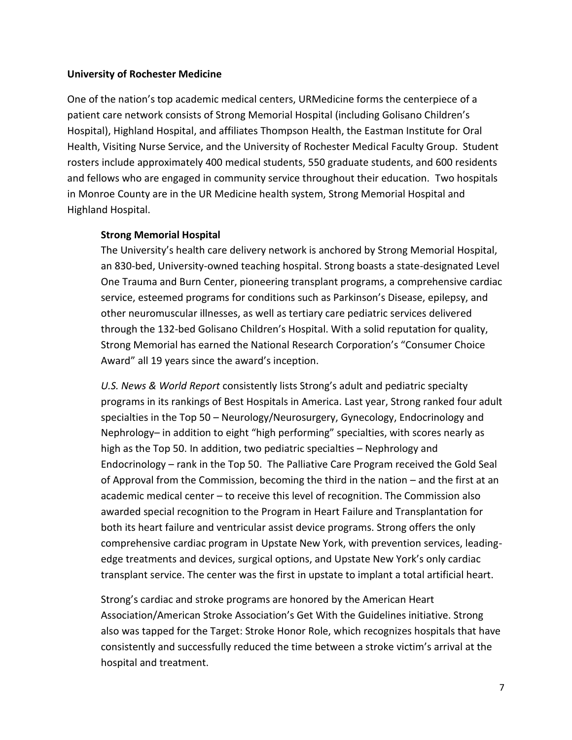**University of Rochester Medicine**

One of the nation's top academic medical centers, URMedicine forms the centerpiece of a patient care network consists of Strong Memorial Hospital (including Golisano Children's Hospital), Highland Hospital, and affiliates Thompson Health, the Eastman Institute for Oral Health, Visiting Nurse Service, and the University of Rochester Medical Faculty Group. Student rosters include approximately 400 medical students, 550 graduate students, and 600 residents and fellows who are engaged in community service throughout their education. Two hospitals in Monroe County are in the UR Medicine health system, Strong Memorial Hospital and Highland Hospital.

**Strong Memorial Hospital**

The University's health care delivery network is anchored by Strong Memorial Hospital, an 830-bed, University-owned teaching hospital. Strong boasts a state-designated Level One Trauma and Burn Center, pioneering transplant programs, a comprehensive cardiac service, esteemed programs for conditions such as Parkinson's Disease, epilepsy, and other neuromuscular illnesses, as well as tertiary care pediatric services delivered through the 132-bed Golisano Children's Hospital. With a solid reputation for quality, Strong Memorial has earned the National Research Corporation's "Consumer Choice Award" all 19 years since the award's inception.

*U.S. News & World Report* consistently lists Strong's adult and pediatric specialty programs in its rankings of Best Hospitals in America. Last year, Strong ranked four adult specialties in the Top 50 – Neurology/Neurosurgery, Gynecology, Endocrinology and Nephrology– in addition to eight "high performing" specialties, with scores nearly as high as the Top 50. In addition, two pediatric specialties – Nephrology and Endocrinology – rank in the Top 50. The Palliative Care Program received the Gold Seal of Approval from the Commission, becoming the third in the nation – and the first at an academic medical center – to receive this level of recognition. The Commission also awarded special recognition to the Program in Heart Failure and Transplantation for both its heart failure and ventricular assist device programs. Strong offers the only comprehensive cardiac program in Upstate New York, with prevention services, leading-edge treatments and devices, surgical options, and Upstate New York's only cardiac transplant service. The center was the first in upstate to implant a total artificial heart.

Strong's cardiac and stroke programs are honored by the American Heart Association/American Stroke Association's Get With the Guidelines initiative. Strong also was tapped for the Target: Stroke Honor Role, which recognizes hospitals that have consistently and successfully reduced the time between a stroke victim's arrival at the hospital and treatment.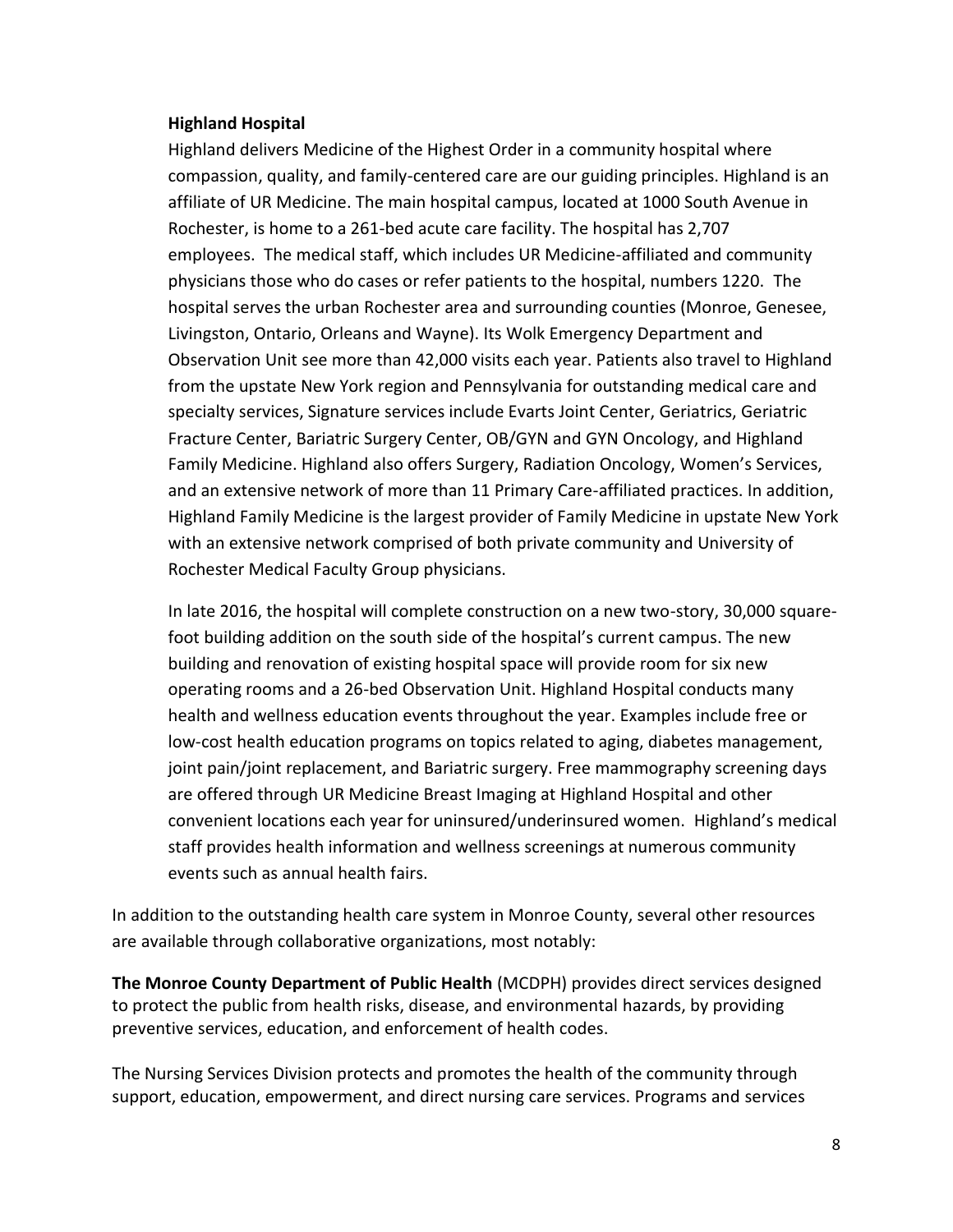**Highland Hospital**

Highland delivers Medicine of the Highest Order in a community hospital where compassion, quality, and family-centered care are our guiding principles. Highland is an affiliate of UR Medicine. The main hospital campus, located at 1000 South Avenue in Rochester, is home to a 261-bed acute care facility. The hospital has 2,707 employees. The medical staff, which includes UR Medicine-affiliated and community physicians those who do cases or refer patients to the hospital, numbers 1220. The hospital serves the urban Rochester area and surrounding counties (Monroe, Genesee, Livingston, Ontario, Orleans and Wayne). Its Wolk Emergency Department and Observation Unit see more than 42,000 visits each year. Patients also travel to Highland from the upstate New York region and Pennsylvania for outstanding medical care and specialty services, Signature services include Evarts Joint Center, Geriatrics, Geriatric Fracture Center, Bariatric Surgery Center, OB/GYN and GYN Oncology, and Highland Family Medicine. Highland also offers Surgery, Radiation Oncology, Women's Services, and an extensive network of more than 11 Primary Care-affiliated practices. In addition, Highland Family Medicine is the largest provider of Family Medicine in upstate New York with an extensive network comprised of both private community and University of Rochester Medical Faculty Group physicians.

In late 2016, the hospital will complete construction on a new two-story, 30,000 square-foot building addition on the south side of the hospital's current campus. The new building and renovation of existing hospital space will provide room for six new operating rooms and a 26-bed Observation Unit. Highland Hospital conducts many health and wellness education events throughout the year. Examples include free or low-cost health education programs on topics related to aging, diabetes management, joint pain/joint replacement, and Bariatric surgery. Free mammography screening days are offered through UR Medicine Breast Imaging at Highland Hospital and other convenient locations each year for uninsured/underinsured women. Highland's medical staff provides health information and wellness screenings at numerous community events such as annual health fairs.

In addition to the outstanding health care system in Monroe County, several other resources are available through collaborative organizations, most notably:

**The Monroe County Department of Public Health** (MCDPH) provides direct services designed to protect the public from health risks, disease, and environmental hazards, by providing preventive services, education, and enforcement of health codes.

The Nursing Services Division protects and promotes the health of the community through support, education, empowerment, and direct nursing care services. Programs and services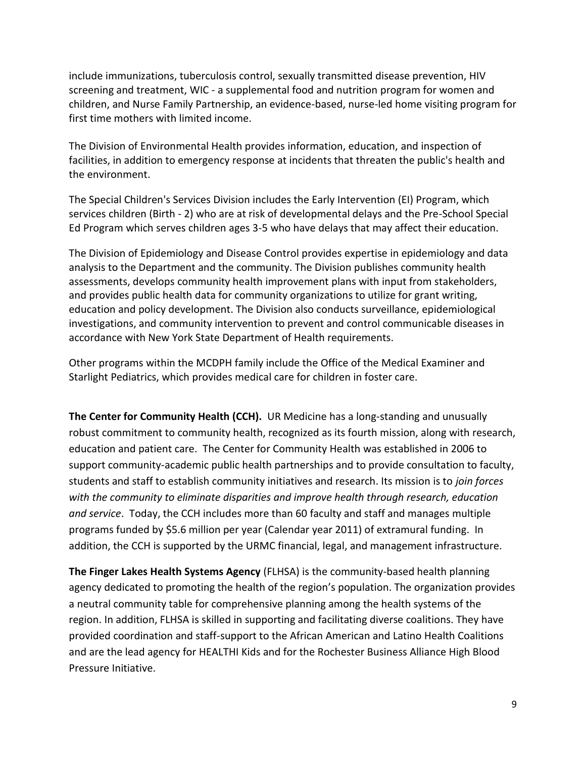include immunizations, tuberculosis control, sexually transmitted disease prevention, HIV screening and treatment, WIC - a supplemental food and nutrition program for women and children, and Nurse Family Partnership, an evidence-based, nurse-led home visiting program for first time mothers with limited income.

The Division of Environmental Health provides information, education, and inspection of facilities, in addition to emergency response at incidents that threaten the public's health and the environment.

The Special Children's Services Division includes the Early Intervention (EI) Program, which services children (Birth - 2) who are at risk of developmental delays and the Pre-School Special Ed Program which serves children ages 3-5 who have delays that may affect their education.

The Division of Epidemiology and Disease Control provides expertise in epidemiology and data analysis to the Department and the community. The Division publishes community health assessments, develops community health improvement plans with input from stakeholders, and provides public health data for community organizations to utilize for grant writing, education and policy development. The Division also conducts surveillance, epidemiological investigations, and community intervention to prevent and control communicable diseases in accordance with New York State Department of Health requirements.

Other programs within the MCDPH family include the Office of the Medical Examiner and Starlight Pediatrics, which provides medical care for children in foster care.

**The Center for Community Health (CCH).** UR Medicine has a long-standing and unusually robust commitment to community health, recognized as its fourth mission, along with research, education and patient care. The Center for Community Health was established in 2006 to support community-academic public health partnerships and to provide consultation to faculty, students and staff to establish community initiatives and research. Its mission is to *join forces with the community to eliminate disparities and improve health through research, education and service*. Today, the CCH includes more than 60 faculty and staff and manages multiple programs funded by $5.6 million per year (Calendar year 2011) of extramural funding. In addition, the CCH is supported by the URMC financial, legal, and management infrastructure.

**The Finger Lakes Health Systems Agency** (FLHSA) is the community-based health planning agency dedicated to promoting the health of the region's population. The organization provides a neutral community table for comprehensive planning among the health systems of the region. In addition, FLHSA is skilled in supporting and facilitating diverse coalitions. They have provided coordination and staff-support to the African American and Latino Health Coalitions and are the lead agency for HEALTHI Kids and for the Rochester Business Alliance High Blood Pressure Initiative.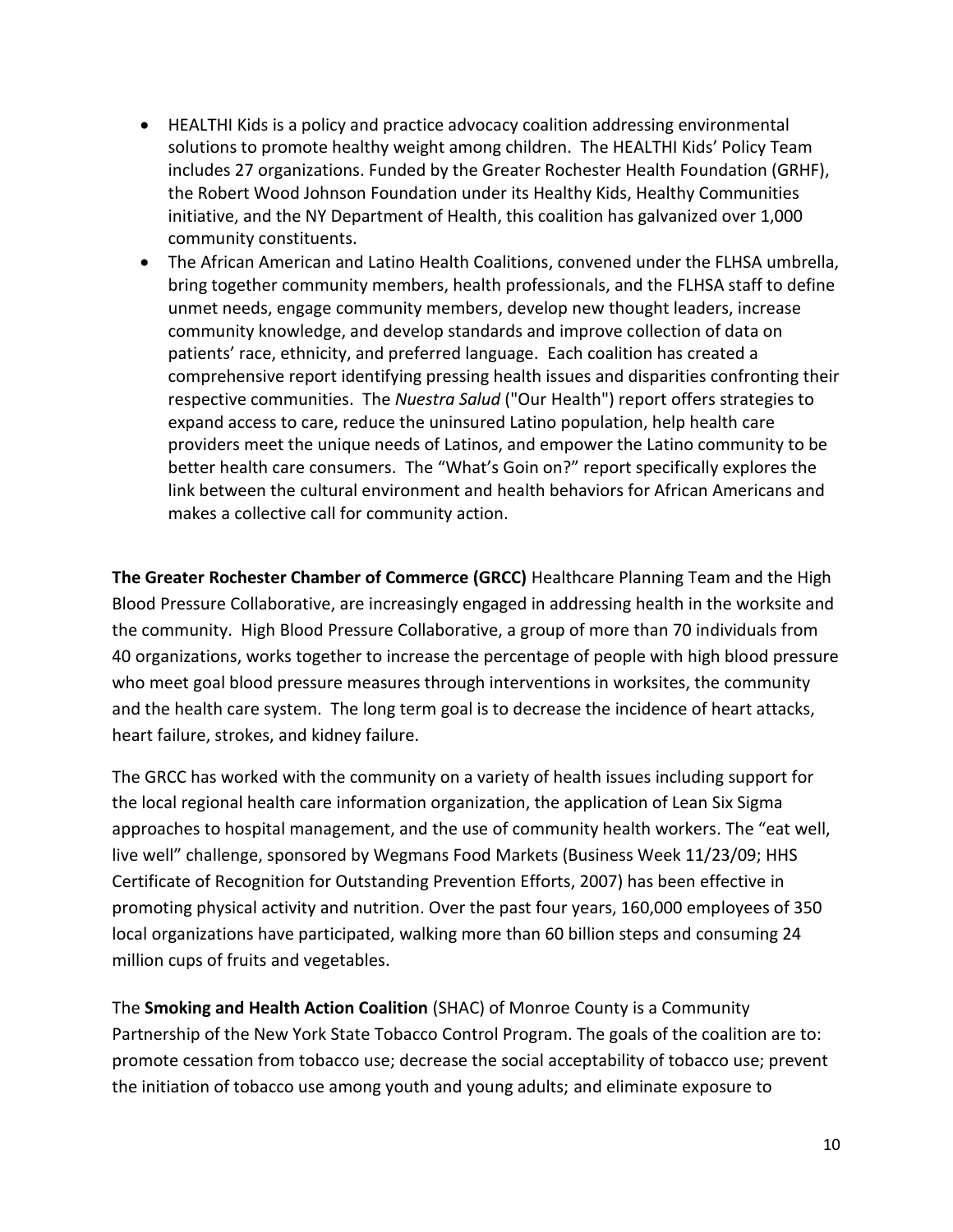- HEALTHI Kids is a policy and practice advocacy coalition addressing environmental solutions to promote healthy weight among children. The HEALTHI Kids' Policy Team includes 27 organizations. Funded by the Greater Rochester Health Foundation (GRHF), the Robert Wood Johnson Foundation under its Healthy Kids, Healthy Communities initiative, and the NY Department of Health, this coalition has galvanized over 1,000 community constituents.
- The African American and Latino Health Coalitions, convened under the FLHSA umbrella, bring together community members, health professionals, and the FLHSA staff to define unmet needs, engage community members, develop new thought leaders, increase community knowledge, and develop standards and improve collection of data on patients' race, ethnicity, and preferred language. Each coalition has created a comprehensive report identifying pressing health issues and disparities confronting their respective communities. The *Nuestra Salud* ("Our Health") report offers strategies to expand access to care, reduce the uninsured Latino population, help health care providers meet the unique needs of Latinos, and empower the Latino community to be better health care consumers. The "What's Goin on?" report specifically explores the link between the cultural environment and health behaviors for African Americans and makes a collective call for community action.

**The Greater Rochester Chamber of Commerce (GRCC)** Healthcare Planning Team and the High Blood Pressure Collaborative, are increasingly engaged in addressing health in the worksite and the community. High Blood Pressure Collaborative, a group of more than 70 individuals from 40 organizations, works together to increase the percentage of people with high blood pressure who meet goal blood pressure measures through interventions in worksites, the community and the health care system. The long term goal is to decrease the incidence of heart attacks, heart failure, strokes, and kidney failure.

The GRCC has worked with the community on a variety of health issues including support for the local regional health care information organization, the application of Lean Six Sigma approaches to hospital management, and the use of community health workers. The "eat well, live well" challenge, sponsored by Wegmans Food Markets (Business Week 11/23/09; HHS Certificate of Recognition for Outstanding Prevention Efforts, 2007) has been effective in promoting physical activity and nutrition. Over the past four years, 160,000 employees of 350 local organizations have participated, walking more than 60 billion steps and consuming 24 million cups of fruits and vegetables.

The **Smoking and Health Action Coalition** (SHAC) of Monroe County is a Community Partnership of the New York State Tobacco Control Program. The goals of the coalition are to: promote cessation from tobacco use; decrease the social acceptability of tobacco use; prevent the initiation of tobacco use among youth and young adults; and eliminate exposure to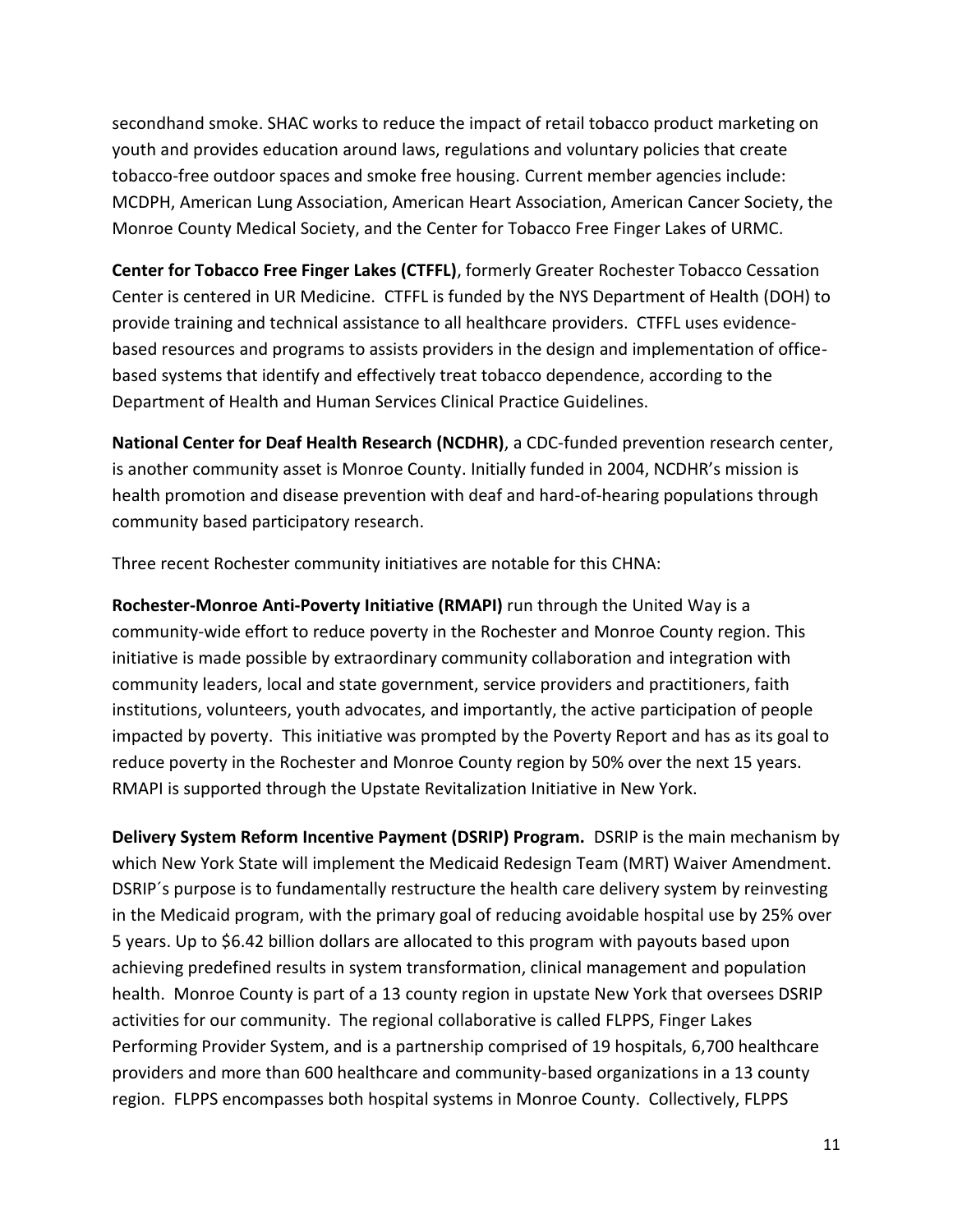secondhand smoke. SHAC works to reduce the impact of retail tobacco product marketing on youth and provides education around laws, regulations and voluntary policies that create tobacco-free outdoor spaces and smoke free housing. Current member agencies include: MCDPH, American Lung Association, American Heart Association, American Cancer Society, the Monroe County Medical Society, and the Center for Tobacco Free Finger Lakes of URMC.

**Center for Tobacco Free Finger Lakes (CTFFL)**, formerly Greater Rochester Tobacco Cessation Center is centered in UR Medicine. CTFFL is funded by the NYS Department of Health (DOH) to provide training and technical assistance to all healthcare providers. CTFFL uses evidence-based resources and programs to assists providers in the design and implementation of office-based systems that identify and effectively treat tobacco dependence, according to the Department of Health and Human Services Clinical Practice Guidelines.

**National Center for Deaf Health Research (NCDHR)**, a CDC-funded prevention research center, is another community asset is Monroe County. Initially funded in 2004, NCDHR's mission is health promotion and disease prevention with deaf and hard-of-hearing populations through community based participatory research.

Three recent Rochester community initiatives are notable for this CHNA:

**Rochester-Monroe Anti-Poverty Initiative (RMAPI)** run through the United Way is a community-wide effort to reduce poverty in the Rochester and Monroe County region. This initiative is made possible by extraordinary community collaboration and integration with community leaders, local and state government, service providers and practitioners, faith institutions, volunteers, youth advocates, and importantly, the active participation of people impacted by poverty. This initiative was prompted by the Poverty Report and has as its goal to reduce poverty in the Rochester and Monroe County region by 50% over the next 15 years. RMAPI is supported through the Upstate Revitalization Initiative in New York.

**Delivery System Reform Incentive Payment (DSRIP) Program.** DSRIP is the main mechanism by which New York State will implement the Medicaid Redesign Team (MRT) Waiver Amendment. DSRIP´s purpose is to fundamentally restructure the health care delivery system by reinvesting in the Medicaid program, with the primary goal of reducing avoidable hospital use by 25% over 5 years. Up to $6.42 billion dollars are allocated to this program with payouts based upon achieving predefined results in system transformation, clinical management and population health. Monroe County is part of a 13 county region in upstate New York that oversees DSRIP activities for our community. The regional collaborative is called FLPPS, Finger Lakes Performing Provider System, and is a partnership comprised of 19 hospitals, 6,700 healthcare providers and more than 600 healthcare and community-based organizations in a 13 county region. FLPPS encompasses both hospital systems in Monroe County. Collectively, FLPPS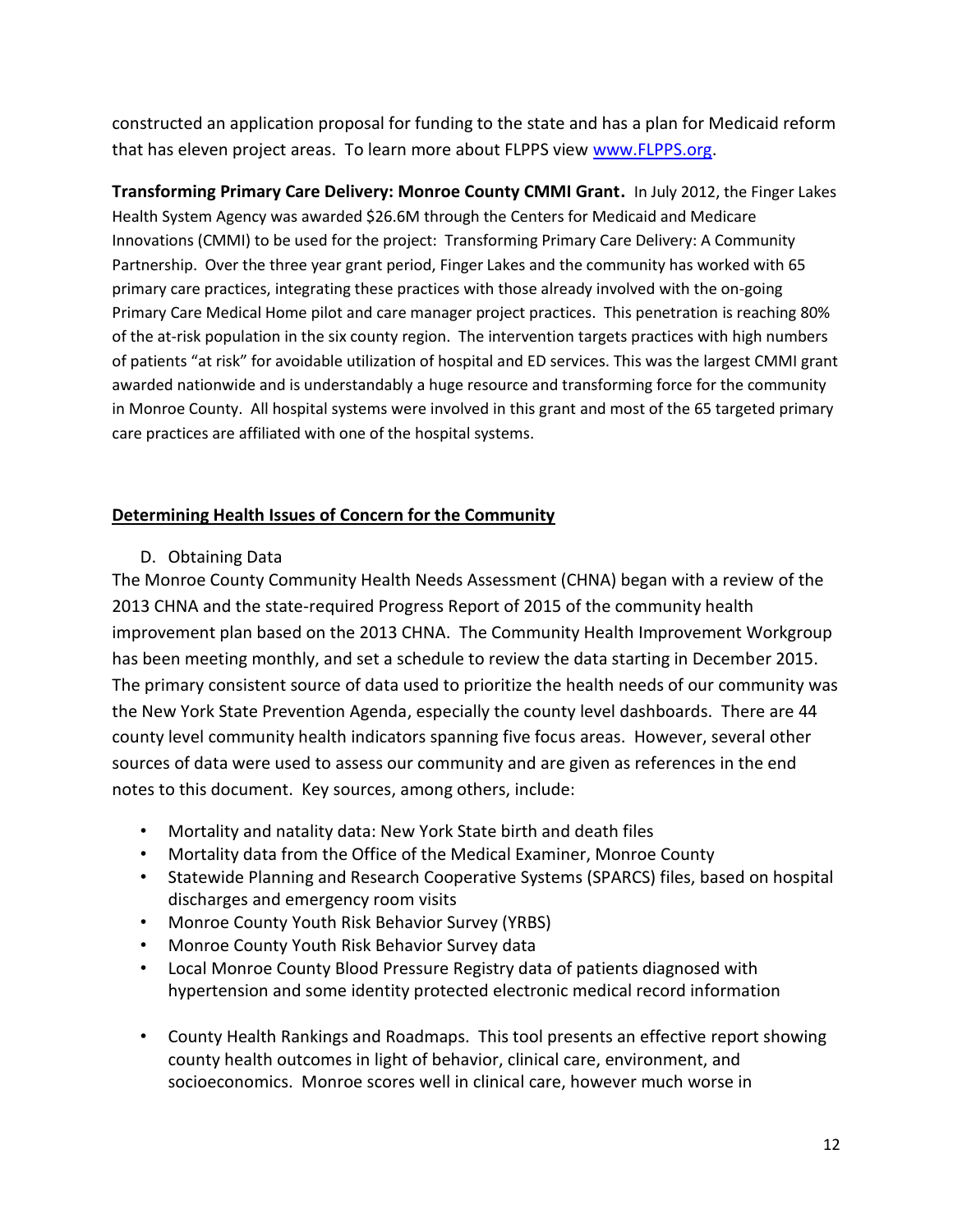constructed an application proposal for funding to the state and has a plan for Medicaid reform that has eleven project areas. To learn more about FLPPS view [www.FLPPS.org](www.FLPPS.org).

**Transforming Primary Care Delivery: Monroe County CMMI Grant.** In July 2012, the Finger Lakes Health System Agency was awarded $26.6M through the Centers for Medicaid and Medicare Innovations (CMMI) to be used for the project: Transforming Primary Care Delivery: A Community Partnership. Over the three year grant period, Finger Lakes and the community has worked with 65 primary care practices, integrating these practices with those already involved with the on-going Primary Care Medical Home pilot and care manager project practices. This penetration is reaching 80% of the at-risk population in the six county region. The intervention targets practices with high numbers of patients "at risk" for avoidable utilization of hospital and ED services. This was the largest CMMI grant awarded nationwide and is understandably a huge resource and transforming force for the community in Monroe County. All hospital systems were involved in this grant and most of the 65 targeted primary care practices are affiliated with one of the hospital systems.

## Determining Health Issues of Concern for the Community

D. Obtaining Data

The Monroe County Community Health Needs Assessment (CHNA) began with a review of the 2013 CHNA and the state-required Progress Report of 2015 of the community health improvement plan based on the 2013 CHNA. The Community Health Improvement Workgroup has been meeting monthly, and set a schedule to review the data starting in December 2015. The primary consistent source of data used to prioritize the health needs of our community was the New York State Prevention Agenda, especially the county level dashboards. There are 44 county level community health indicators spanning five focus areas. However, several other sources of data were used to assess our community and are given as references in the end notes to this document. Key sources, among others, include:

- Mortality and natality data: New York State birth and death files
- Mortality data from the Office of the Medical Examiner, Monroe County
- Statewide Planning and Research Cooperative Systems (SPARCS) files, based on hospital discharges and emergency room visits
- Monroe County Youth Risk Behavior Survey (YRBS)
- Monroe County Youth Risk Behavior Survey data
- Local Monroe County Blood Pressure Registry data of patients diagnosed with hypertension and some identity protected electronic medical record information
- County Health Rankings and Roadmaps. This tool presents an effective report showing county health outcomes in light of behavior, clinical care, environment, and socioeconomics. Monroe scores well in clinical care, however much worse in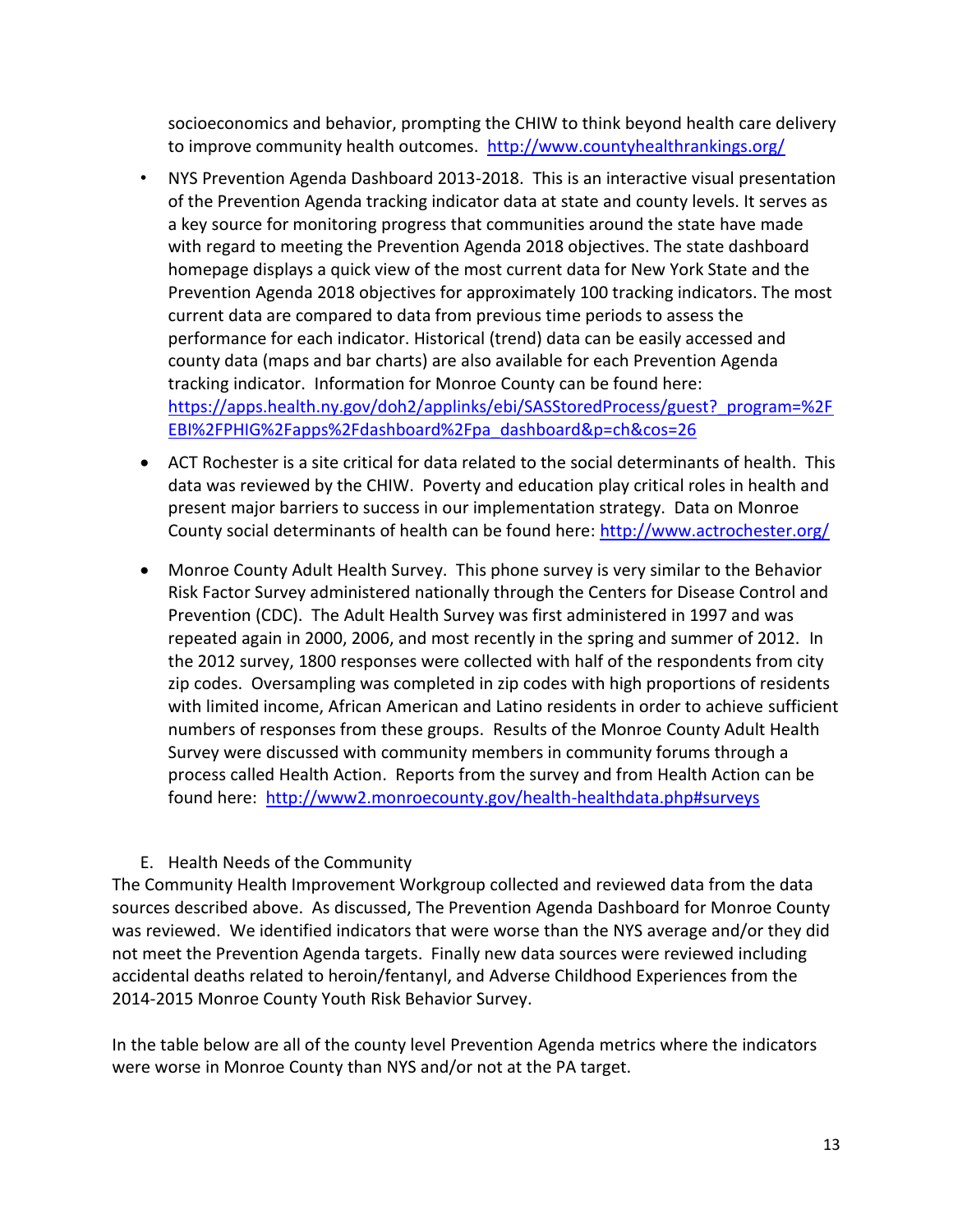socioeconomics and behavior, prompting the CHIW to think beyond health care delivery to improve community health outcomes. http://www.countyhealthrankings.org/

- NYS Prevention Agenda Dashboard 2013-2018. This is an interactive visual presentation of the Prevention Agenda tracking indicator data at state and county levels. It serves as a key source for monitoring progress that communities around the state have made with regard to meeting the Prevention Agenda 2018 objectives. The state dashboard homepage displays a quick view of the most current data for New York State and the Prevention Agenda 2018 objectives for approximately 100 tracking indicators. The most current data are compared to data from previous time periods to assess the performance for each indicator. Historical (trend) data can be easily accessed and county data (maps and bar charts) are also available for each Prevention Agenda tracking indicator. Information for Monroe County can be found here: https://apps.health.ny.gov/doh2/applinks/ebi/SASStoredProcess/guest?_program=%2FEBI%2FPHIG%2Fapps%2Fdashboard%2Fpa_dashboard&p=ch&cos=26

- ACT Rochester is a site critical for data related to the social determinants of health. This data was reviewed by the CHIW. Poverty and education play critical roles in health and present major barriers to success in our implementation strategy. Data on Monroe County social determinants of health can be found here: http://www.actrochester.org/

- Monroe County Adult Health Survey. This phone survey is very similar to the Behavior Risk Factor Survey administered nationally through the Centers for Disease Control and Prevention (CDC). The Adult Health Survey was first administered in 1997 and was repeated again in 2000, 2006, and most recently in the spring and summer of 2012. In the 2012 survey, 1800 responses were collected with half of the respondents from city zip codes. Oversampling was completed in zip codes with high proportions of residents with limited income, African American and Latino residents in order to achieve sufficient numbers of responses from these groups. Results of the Monroe County Adult Health Survey were discussed with community members in community forums through a process called Health Action. Reports from the survey and from Health Action can be found here: http://www2.monroecounty.gov/health-healthdata.php#surveys

E. Health Needs of the Community

The Community Health Improvement Workgroup collected and reviewed data from the data sources described above. As discussed, The Prevention Agenda Dashboard for Monroe County was reviewed. We identified indicators that were worse than the NYS average and/or they did not meet the Prevention Agenda targets. Finally new data sources were reviewed including accidental deaths related to heroin/fentanyl, and Adverse Childhood Experiences from the 2014-2015 Monroe County Youth Risk Behavior Survey.

In the table below are all of the county level Prevention Agenda metrics where the indicators were worse in Monroe County than NYS and/or not at the PA target.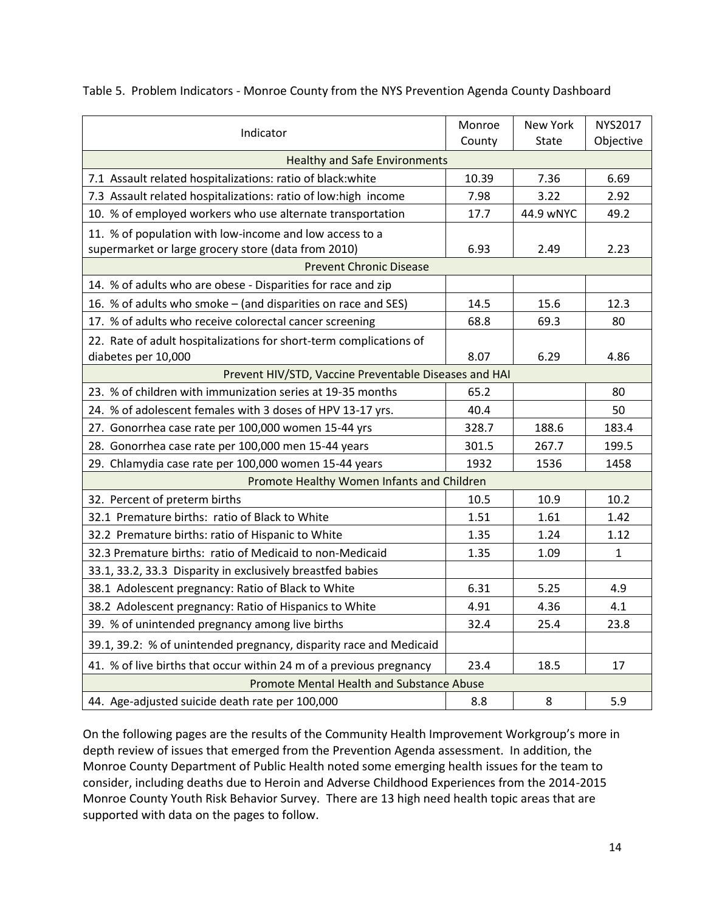Table 5. Problem Indicators - Monroe County from the NYS Prevention Agenda County Dashboard

| Indicator | Monroe County | New York State | NYS2017 Objective |
|---|---|---|---|
| Healthy and Safe Environments | | | |
| 7.1 Assault related hospitalizations: ratio of black:white | 10.39 | 7.36 | 6.69 |
| 7.3 Assault related hospitalizations: ratio of low:high income | 7.98 | 3.22 | 2.92 |
| 10. % of employed workers who use alternate transportation | 17.7 | 44.9 wNYC | 49.2 |
| 11. % of population with low-income and low access to a supermarket or large grocery store (data from 2010) | 6.93 | 2.49 | 2.23 |
| Prevent Chronic Disease | | | |
| 14. % of adults who are obese - Disparities for race and zip | | | |
| 16. % of adults who smoke – (and disparities on race and SES) | 14.5 | 15.6 | 12.3 |
| 17. % of adults who receive colorectal cancer screening | 68.8 | 69.3 | 80 |
| 22. Rate of adult hospitalizations for short-term complications of diabetes per 10,000 | 8.07 | 6.29 | 4.86 |
| Prevent HIV/STD, Vaccine Preventable Diseases and HAI | | | |
| 23. % of children with immunization series at 19-35 months | 65.2 | | 80 |
| 24. % of adolescent females with 3 doses of HPV 13-17 yrs. | 40.4 | | 50 |
| 27. Gonorrhea case rate per 100,000 women 15-44 yrs | 328.7 | 188.6 | 183.4 |
| 28. Gonorrhea case rate per 100,000 men 15-44 years | 301.5 | 267.7 | 199.5 |
| 29. Chlamydia case rate per 100,000 women 15-44 years | 1932 | 1536 | 1458 |
| Promote Healthy Women Infants and Children | | | |
| 32. Percent of preterm births | 10.5 | 10.9 | 10.2 |
| 32.1 Premature births: ratio of Black to White | 1.51 | 1.61 | 1.42 |
| 32.2 Premature births: ratio of Hispanic to White | 1.35 | 1.24 | 1.12 |
| 32.3 Premature births: ratio of Medicaid to non-Medicaid | 1.35 | 1.09 | 1 |
| 33.1, 33.2, 33.3 Disparity in exclusively breastfed babies | | | |
| 38.1 Adolescent pregnancy: Ratio of Black to White | 6.31 | 5.25 | 4.9 |
| 38.2 Adolescent pregnancy: Ratio of Hispanics to White | 4.91 | 4.36 | 4.1 |
| 39. % of unintended pregnancy among live births | 32.4 | 25.4 | 23.8 |
| 39.1, 39.2: % of unintended pregnancy, disparity race and Medicaid | | | |
| 41. % of live births that occur within 24 m of a previous pregnancy | 23.4 | 18.5 | 17 |
| Promote Mental Health and Substance Abuse | | | |
| 44. Age-adjusted suicide death rate per 100,000 | 8.8 | 8 | 5.9 |

On the following pages are the results of the Community Health Improvement Workgroup's more in depth review of issues that emerged from the Prevention Agenda assessment. In addition, the Monroe County Department of Public Health noted some emerging health issues for the team to consider, including deaths due to Heroin and Adverse Childhood Experiences from the 2014-2015 Monroe County Youth Risk Behavior Survey. There are 13 high need health topic areas that are supported with data on the pages to follow.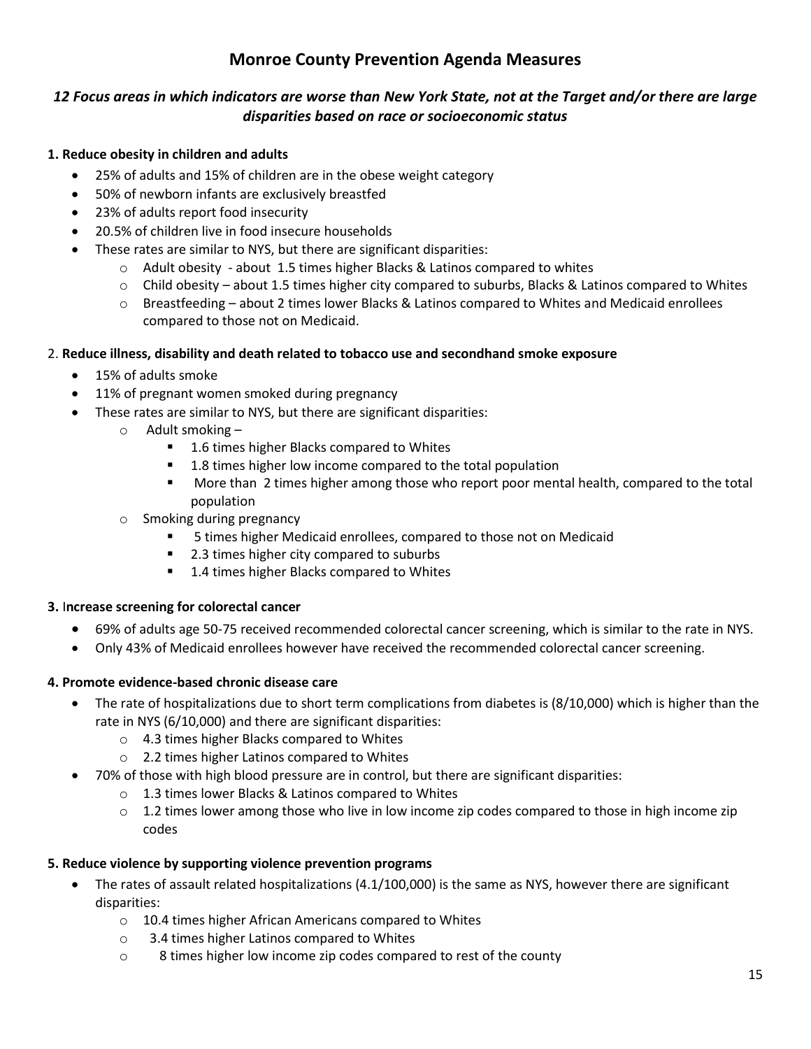# Monroe County Prevention Agenda Measures

### *12 Focus areas in which indicators are worse than New York State, not at the Target and/or there are large disparities based on race or socioeconomic status*

**1. Reduce obesity in children and adults**

- 25% of adults and 15% of children are in the obese weight category
- 50% of newborn infants are exclusively breastfed
- 23% of adults report food insecurity
- 20.5% of children live in food insecure households
- These rates are similar to NYS, but there are significant disparities:
  - Adult obesity - about 1.5 times higher Blacks & Latinos compared to whites
  - Child obesity – about 1.5 times higher city compared to suburbs, Blacks & Latinos compared to Whites
  - Breastfeeding – about 2 times lower Blacks & Latinos compared to Whites and Medicaid enrollees compared to those not on Medicaid.

2. **Reduce illness, disability and death related to tobacco use and secondhand smoke exposure**

- 15% of adults smoke
- 11% of pregnant women smoked during pregnancy
- These rates are similar to NYS, but there are significant disparities:
  - Adult smoking –
    - 1.6 times higher Blacks compared to Whites
    - 1.8 times higher low income compared to the total population
    - More than 2 times higher among those who report poor mental health, compared to the total population
  - Smoking during pregnancy
    - 5 times higher Medicaid enrollees, compared to those not on Medicaid
    - 2.3 times higher city compared to suburbs
    - 1.4 times higher Blacks compared to Whites

**3.** I**ncrease screening for colorectal cancer**

- 69% of adults age 50-75 received recommended colorectal cancer screening, which is similar to the rate in NYS.
- Only 43% of Medicaid enrollees however have received the recommended colorectal cancer screening.

**4. Promote evidence-based chronic disease care**

- The rate of hospitalizations due to short term complications from diabetes is (8/10,000) which is higher than the rate in NYS (6/10,000) and there are significant disparities:
  - 4.3 times higher Blacks compared to Whites
  - 2.2 times higher Latinos compared to Whites
- 70% of those with high blood pressure are in control, but there are significant disparities:
  - 1.3 times lower Blacks & Latinos compared to Whites
  - 1.2 times lower among those who live in low income zip codes compared to those in high income zip codes

**5. Reduce violence by supporting violence prevention programs**

- The rates of assault related hospitalizations (4.1/100,000) is the same as NYS, however there are significant disparities:
  - 10.4 times higher African Americans compared to Whites
  - 3.4 times higher Latinos compared to Whites
  - 8 times higher low income zip codes compared to rest of the county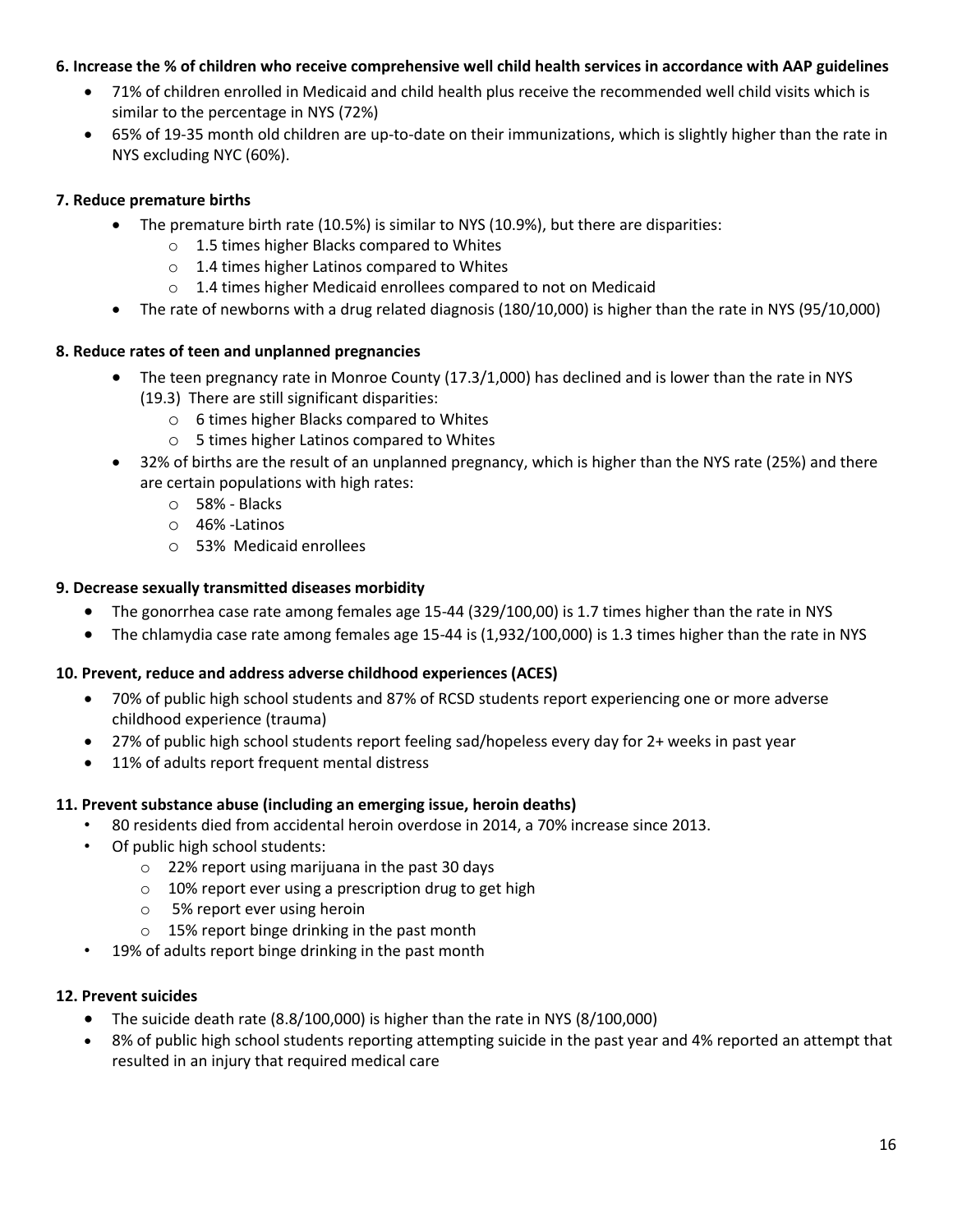**6. Increase the % of children who receive comprehensive well child health services in accordance with AAP guidelines**

- 71% of children enrolled in Medicaid and child health plus receive the recommended well child visits which is similar to the percentage in NYS (72%)
- 65% of 19-35 month old children are up-to-date on their immunizations, which is slightly higher than the rate in NYS excluding NYC (60%).

**7. Reduce premature births**

- The premature birth rate (10.5%) is similar to NYS (10.9%), but there are disparities:
  - 1.5 times higher Blacks compared to Whites
  - 1.4 times higher Latinos compared to Whites
  - 1.4 times higher Medicaid enrollees compared to not on Medicaid
- The rate of newborns with a drug related diagnosis (180/10,000) is higher than the rate in NYS (95/10,000)

**8. Reduce rates of teen and unplanned pregnancies**

- The teen pregnancy rate in Monroe County (17.3/1,000) has declined and is lower than the rate in NYS (19.3) There are still significant disparities:
  - 6 times higher Blacks compared to Whites
  - 5 times higher Latinos compared to Whites
- 32% of births are the result of an unplanned pregnancy, which is higher than the NYS rate (25%) and there are certain populations with high rates:
  - 58% - Blacks
  - 46% -Latinos
  - 53% Medicaid enrollees

**9. Decrease sexually transmitted diseases morbidity**

- The gonorrhea case rate among females age 15-44 (329/100,00) is 1.7 times higher than the rate in NYS
- The chlamydia case rate among females age 15-44 is (1,932/100,000) is 1.3 times higher than the rate in NYS

**10. Prevent, reduce and address adverse childhood experiences (ACES)**

- 70% of public high school students and 87% of RCSD students report experiencing one or more adverse childhood experience (trauma)
- 27% of public high school students report feeling sad/hopeless every day for 2+ weeks in past year
- 11% of adults report frequent mental distress

**11. Prevent substance abuse (including an emerging issue, heroin deaths)**

- 80 residents died from accidental heroin overdose in 2014, a 70% increase since 2013.
- Of public high school students:
  - 22% report using marijuana in the past 30 days
  - 10% report ever using a prescription drug to get high
  - 5% report ever using heroin
  - 15% report binge drinking in the past month
- 19% of adults report binge drinking in the past month

**12. Prevent suicides**

- The suicide death rate (8.8/100,000) is higher than the rate in NYS (8/100,000)
- 8% of public high school students reporting attempting suicide in the past year and 4% reported an attempt that resulted in an injury that required medical care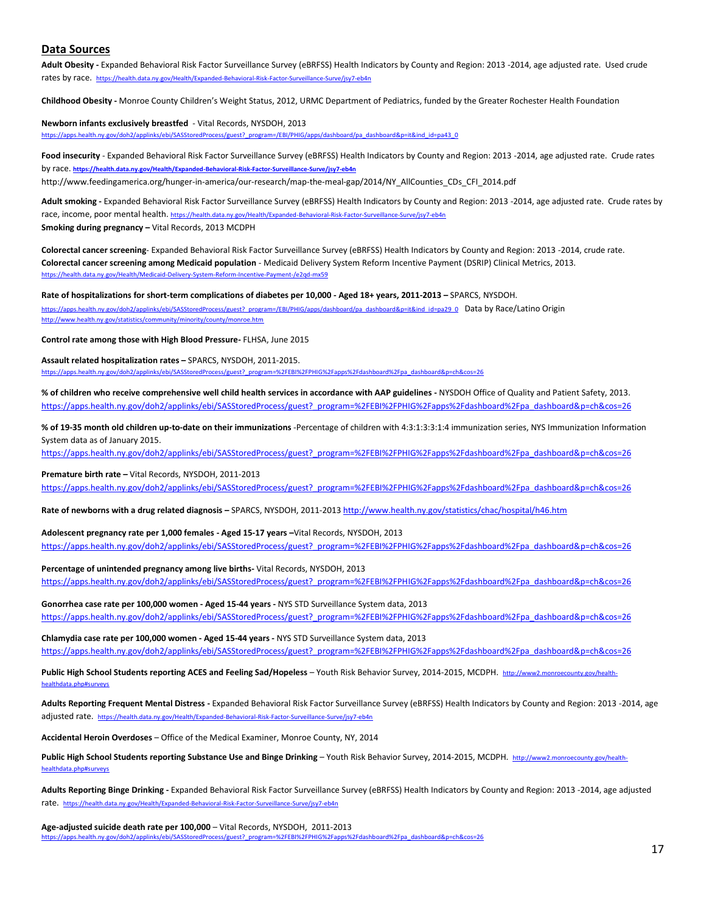## Data Sources

**Adult Obesity -** Expanded Behavioral Risk Factor Surveillance Survey (eBRFSS) Health Indicators by County and Region: 2013 -2014, age adjusted rate. Used crude rates by race. https://health.data.ny.gov/Health/Expanded-Behavioral-Risk-Factor-Surveillance-Surve/jsy7-eb4n

**Childhood Obesity -** Monroe County Children's Weight Status, 2012, URMC Department of Pediatrics, funded by the Greater Rochester Health Foundation

**Newborn infants exclusively breastfed** - Vital Records, NYSDOH, 2013
https://apps.health.ny.gov/doh2/applinks/ebi/SASStoredProcess/guest?_program=/EBI/PHIG/apps/dashboard/pa_dashboard&p=it&ind_id=pa43_0

**Food insecurity** - Expanded Behavioral Risk Factor Surveillance Survey (eBRFSS) Health Indicators by County and Region: 2013 -2014, age adjusted rate. Crude rates by race. **https://health.data.ny.gov/Health/Expanded-Behavioral-Risk-Factor-Surveillance-Surve/jsy7-eb4n**
http://www.feedingamerica.org/hunger-in-america/our-research/map-the-meal-gap/2014/NY_AllCounties_CDs_CFI_2014.pdf

**Adult smoking -** Expanded Behavioral Risk Factor Surveillance Survey (eBRFSS) Health Indicators by County and Region: 2013 -2014, age adjusted rate. Crude rates by race, income, poor mental health. https://health.data.ny.gov/Health/Expanded-Behavioral-Risk-Factor-Surveillance-Surve/jsy7-eb4n
**Smoking during pregnancy –** Vital Records, 2013 MCDPH

**Colorectal cancer screening**- Expanded Behavioral Risk Factor Surveillance Survey (eBRFSS) Health Indicators by County and Region: 2013 -2014, crude rate.
**Colorectal cancer screening among Medicaid population** - Medicaid Delivery System Reform Incentive Payment (DSRIP) Clinical Metrics, 2013.
https://health.data.ny.gov/Health/Medicaid-Delivery-System-Reform-Incentive-Payment-/e2qd-mx59

**Rate of hospitalizations for short-term complications of diabetes per 10,000 - Aged 18+ years, 2011-2013 –** SPARCS, NYSDOH.
https://apps.health.ny.gov/doh2/applinks/ebi/SASStoredProcess/guest?_program=/EBI/PHIG/apps/dashboard/pa_dashboard&p=it&ind_id=pa29_0 Data by Race/Latino Origin
http://www.health.ny.gov/statistics/community/minority/county/monroe.htm

**Control rate among those with High Blood Pressure-** FLHSA, June 2015

**Assault related hospitalization rates –** SPARCS, NYSDOH, 2011-2015.
https://apps.health.ny.gov/doh2/applinks/ebi/SASStoredProcess/guest?_program=%2FEBI%2FPHIG%2Fapps%2Fdashboard%2Fpa_dashboard&p=ch&cos=26

**% of children who receive comprehensive well child health services in accordance with AAP guidelines -** NYSDOH Office of Quality and Patient Safety, 2013.
https://apps.health.ny.gov/doh2/applinks/ebi/SASStoredProcess/guest?_program=%2FEBI%2FPHIG%2Fapps%2Fdashboard%2Fpa_dashboard&p=ch&cos=26

**% of 19-35 month old children up-to-date on their immunizations** -Percentage of children with 4:3:1:3:3:1:4 immunization series, NYS Immunization Information System data as of January 2015.
https://apps.health.ny.gov/doh2/applinks/ebi/SASStoredProcess/guest?_program=%2FEBI%2FPHIG%2Fapps%2Fdashboard%2Fpa_dashboard&p=ch&cos=26

**Premature birth rate –** Vital Records, NYSDOH, 2011-2013
https://apps.health.ny.gov/doh2/applinks/ebi/SASStoredProcess/guest?_program=%2FEBI%2FPHIG%2Fapps%2Fdashboard%2Fpa_dashboard&p=ch&cos=26

**Rate of newborns with a drug related diagnosis –** SPARCS, NYSDOH, 2011-2013 http://www.health.ny.gov/statistics/chac/hospital/h46.htm

**Adolescent pregnancy rate per 1,000 females - Aged 15-17 years –**Vital Records, NYSDOH, 2013
https://apps.health.ny.gov/doh2/applinks/ebi/SASStoredProcess/guest?_program=%2FEBI%2FPHIG%2Fapps%2Fdashboard%2Fpa_dashboard&p=ch&cos=26

**Percentage of unintended pregnancy among live births-** Vital Records, NYSDOH, 2013
https://apps.health.ny.gov/doh2/applinks/ebi/SASStoredProcess/guest?_program=%2FEBI%2FPHIG%2Fapps%2Fdashboard%2Fpa_dashboard&p=ch&cos=26

**Gonorrhea case rate per 100,000 women - Aged 15-44 years -** NYS STD Surveillance System data, 2013
https://apps.health.ny.gov/doh2/applinks/ebi/SASStoredProcess/guest?_program=%2FEBI%2FPHIG%2Fapps%2Fdashboard%2Fpa_dashboard&p=ch&cos=26

**Chlamydia case rate per 100,000 women - Aged 15-44 years -** NYS STD Surveillance System data, 2013
https://apps.health.ny.gov/doh2/applinks/ebi/SASStoredProcess/guest?_program=%2FEBI%2FPHIG%2Fapps%2Fdashboard%2Fpa_dashboard&p=ch&cos=26

**Public High School Students reporting ACES and Feeling Sad/Hopeless** – Youth Risk Behavior Survey, 2014-2015, MCDPH. http://www2.monroecounty.gov/health-healthdata.php#surveys

**Adults Reporting Frequent Mental Distress -** Expanded Behavioral Risk Factor Surveillance Survey (eBRFSS) Health Indicators by County and Region: 2013 -2014, age adjusted rate. https://health.data.ny.gov/Health/Expanded-Behavioral-Risk-Factor-Surveillance-Surve/jsy7-eb4n

**Accidental Heroin Overdoses** – Office of the Medical Examiner, Monroe County, NY, 2014

**Public High School Students reporting Substance Use and Binge Drinking** – Youth Risk Behavior Survey, 2014-2015, MCDPH. http://www2.monroecounty.gov/health-healthdata.php#surveys

**Adults Reporting Binge Drinking -** Expanded Behavioral Risk Factor Surveillance Survey (eBRFSS) Health Indicators by County and Region: 2013 -2014, age adjusted rate. https://health.data.ny.gov/Health/Expanded-Behavioral-Risk-Factor-Surveillance-Surve/jsy7-eb4n

**Age-adjusted suicide death rate per 100,000** – Vital Records, NYSDOH, 2011-2013
https://apps.health.ny.gov/doh2/applinks/ebi/SASStoredProcess/guest?_program=%2FEBI%2FPHIG%2Fapps%2Fdashboard%2Fpa_dashboard&p=ch&cos=26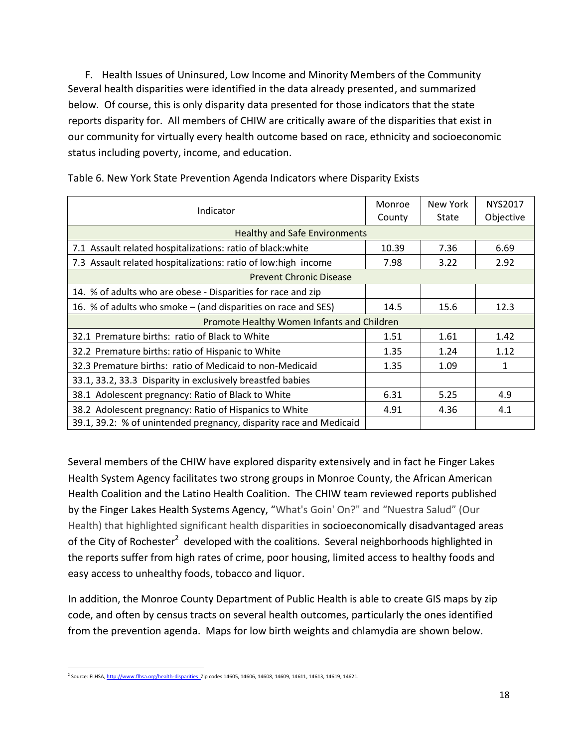F. Health Issues of Uninsured, Low Income and Minority Members of the Community

Several health disparities were identified in the data already presented, and summarized below. Of course, this is only disparity data presented for those indicators that the state reports disparity for. All members of CHIW are critically aware of the disparities that exist in our community for virtually every health outcome based on race, ethnicity and socioeconomic status including poverty, income, and education.

Table 6. New York State Prevention Agenda Indicators where Disparity Exists

| Indicator | Monroe County | New York State | NYS2017 Objective |
|---|---|---|---|
| Healthy and Safe Environments | | | |
| 7.1 Assault related hospitalizations: ratio of black:white | 10.39 | 7.36 | 6.69 |
| 7.3 Assault related hospitalizations: ratio of low:high income | 7.98 | 3.22 | 2.92 |
| Prevent Chronic Disease | | | |
| 14. % of adults who are obese - Disparities for race and zip | | | |
| 16. % of adults who smoke – (and disparities on race and SES) | 14.5 | 15.6 | 12.3 |
| Promote Healthy Women Infants and Children | | | |
| 32.1 Premature births: ratio of Black to White | 1.51 | 1.61 | 1.42 |
| 32.2 Premature births: ratio of Hispanic to White | 1.35 | 1.24 | 1.12 |
| 32.3 Premature births: ratio of Medicaid to non-Medicaid | 1.35 | 1.09 | 1 |
| 33.1, 33.2, 33.3 Disparity in exclusively breastfed babies | | | |
| 38.1 Adolescent pregnancy: Ratio of Black to White | 6.31 | 5.25 | 4.9 |
| 38.2 Adolescent pregnancy: Ratio of Hispanics to White | 4.91 | 4.36 | 4.1 |
| 39.1, 39.2: % of unintended pregnancy, disparity race and Medicaid | | | |

Several members of the CHIW have explored disparity extensively and in fact he Finger Lakes Health System Agency facilitates two strong groups in Monroe County, the African American Health Coalition and the Latino Health Coalition. The CHIW team reviewed reports published by the Finger Lakes Health Systems Agency, "What's Goin' On?" and "Nuestra Salud" (Our Health) that highlighted significant health disparities in socioeconomically disadvantaged areas of the City of Rochester[2] developed with the coalitions. Several neighborhoods highlighted in the reports suffer from high rates of crime, poor housing, limited access to healthy foods and easy access to unhealthy foods, tobacco and liquor.

In addition, the Monroe County Department of Public Health is able to create GIS maps by zip code, and often by census tracts on several health outcomes, particularly the ones identified from the prevention agenda. Maps for low birth weights and chlamydia are shown below.

[2] Source: FLHSA, http://www.flhsa.org/health-disparities Zip codes 14605, 14606, 14608, 14609, 14611, 14613, 14619, 14621.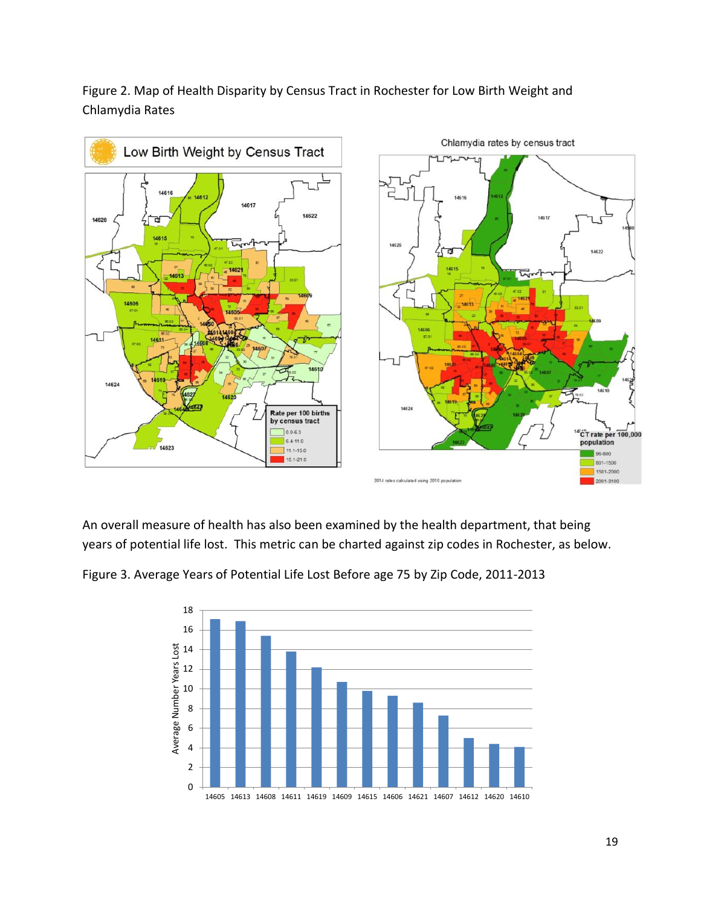Figure 2. Map of Health Disparity by Census Tract in Rochester for Low Birth Weight and Chlamydia Rates

An overall measure of health has also been examined by the health department, that being years of potential life lost. This metric can be charted against zip codes in Rochester, as below.

Figure 3. Average Years of Potential Life Lost Before age 75 by Zip Code, 2011-2013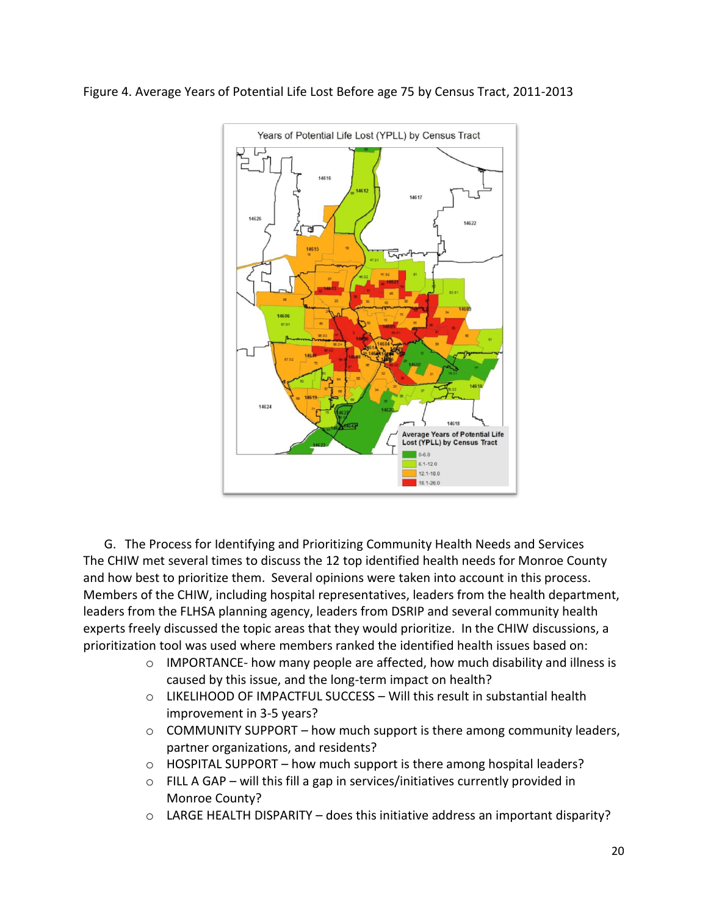Figure 4. Average Years of Potential Life Lost Before age 75 by Census Tract, 2011-2013

G. The Process for Identifying and Prioritizing Community Health Needs and Services

The CHIW met several times to discuss the 12 top identified health needs for Monroe County and how best to prioritize them. Several opinions were taken into account in this process. Members of the CHIW, including hospital representatives, leaders from the health department, leaders from the FLHSA planning agency, leaders from DSRIP and several community health experts freely discussed the topic areas that they would prioritize. In the CHIW discussions, a prioritization tool was used where members ranked the identified health issues based on:

- IMPORTANCE- how many people are affected, how much disability and illness is caused by this issue, and the long-term impact on health?
- LIKELIHOOD OF IMPACTFUL SUCCESS – Will this result in substantial health improvement in 3-5 years?
- COMMUNITY SUPPORT – how much support is there among community leaders, partner organizations, and residents?
- HOSPITAL SUPPORT – how much support is there among hospital leaders?
- FILL A GAP – will this fill a gap in services/initiatives currently provided in Monroe County?
- LARGE HEALTH DISPARITY – does this initiative address an important disparity?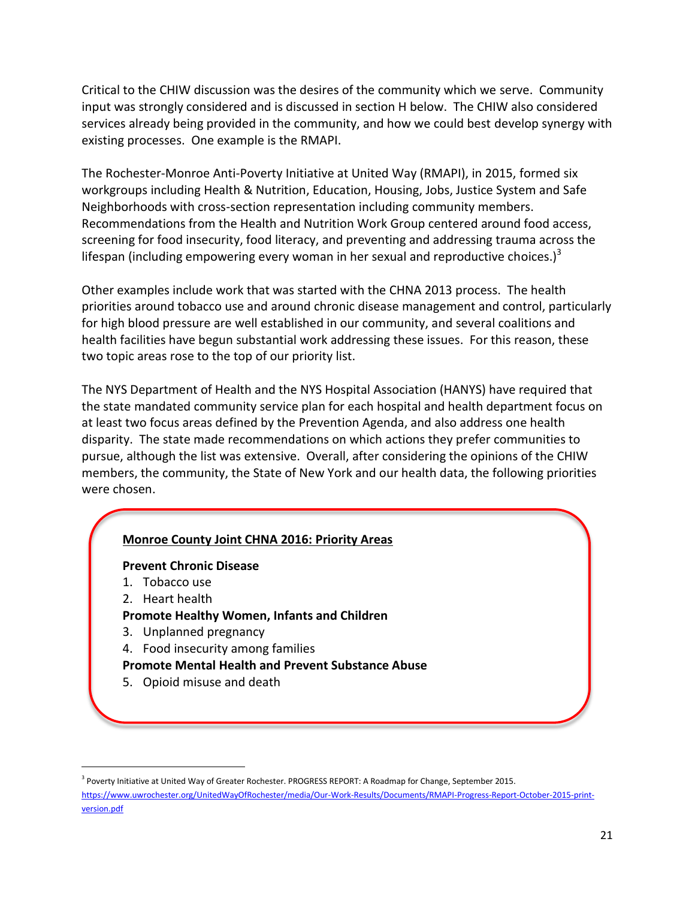Critical to the CHIW discussion was the desires of the community which we serve. Community input was strongly considered and is discussed in section H below. The CHIW also considered services already being provided in the community, and how we could best develop synergy with existing processes. One example is the RMAPI.

The Rochester-Monroe Anti-Poverty Initiative at United Way (RMAPI), in 2015, formed six workgroups including Health & Nutrition, Education, Housing, Jobs, Justice System and Safe Neighborhoods with cross-section representation including community members. Recommendations from the Health and Nutrition Work Group centered around food access, screening for food insecurity, food literacy, and preventing and addressing trauma across the lifespan (including empowering every woman in her sexual and reproductive choices.)[3]

Other examples include work that was started with the CHNA 2013 process. The health priorities around tobacco use and around chronic disease management and control, particularly for high blood pressure are well established in our community, and several coalitions and health facilities have begun substantial work addressing these issues. For this reason, these two topic areas rose to the top of our priority list.

The NYS Department of Health and the NYS Hospital Association (HANYS) have required that the state mandated community service plan for each hospital and health department focus on at least two focus areas defined by the Prevention Agenda, and also address one health disparity. The state made recommendations on which actions they prefer communities to pursue, although the list was extensive. Overall, after considering the opinions of the CHIW members, the community, the State of New York and our health data, the following priorities were chosen.

**Monroe County Joint CHNA 2016: Priority Areas**

**Prevent Chronic Disease**

1. Tobacco use
2. Heart health

**Promote Healthy Women, Infants and Children**

3. Unplanned pregnancy
4. Food insecurity among families

**Promote Mental Health and Prevent Substance Abuse**

5. Opioid misuse and death

---

[3] Poverty Initiative at United Way of Greater Rochester. PROGRESS REPORT: A Roadmap for Change, September 2015. https://www.uwrochester.org/UnitedWayOfRochester/media/Our-Work-Results/Documents/RMAPI-Progress-Report-October-2015-print-version.pdf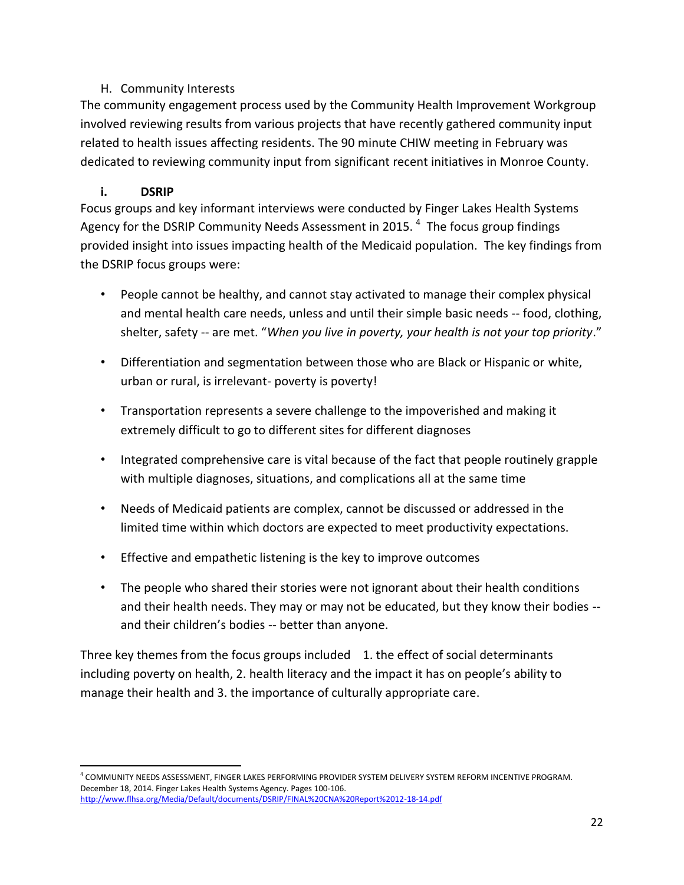## H. Community Interests

The community engagement process used by the Community Health Improvement Workgroup involved reviewing results from various projects that have recently gathered community input related to health issues affecting residents. The 90 minute CHIW meeting in February was dedicated to reviewing community input from significant recent initiatives in Monroe County.

### i. DSRIP

Focus groups and key informant interviews were conducted by Finger Lakes Health Systems Agency for the DSRIP Community Needs Assessment in 2015. [4] The focus group findings provided insight into issues impacting health of the Medicaid population. The key findings from the DSRIP focus groups were:

- People cannot be healthy, and cannot stay activated to manage their complex physical and mental health care needs, unless and until their simple basic needs -- food, clothing, shelter, safety -- are met. "*When you live in poverty, your health is not your top priority*."
- Differentiation and segmentation between those who are Black or Hispanic or white, urban or rural, is irrelevant- poverty is poverty!
- Transportation represents a severe challenge to the impoverished and making it extremely difficult to go to different sites for different diagnoses
- Integrated comprehensive care is vital because of the fact that people routinely grapple with multiple diagnoses, situations, and complications all at the same time
- Needs of Medicaid patients are complex, cannot be discussed or addressed in the limited time within which doctors are expected to meet productivity expectations.
- Effective and empathetic listening is the key to improve outcomes
- The people who shared their stories were not ignorant about their health conditions and their health needs. They may or may not be educated, but they know their bodies -- and their children's bodies -- better than anyone.

Three key themes from the focus groups included 1. the effect of social determinants including poverty on health, 2. health literacy and the impact it has on people's ability to manage their health and 3. the importance of culturally appropriate care.

---

[4] COMMUNITY NEEDS ASSESSMENT, FINGER LAKES PERFORMING PROVIDER SYSTEM DELIVERY SYSTEM REFORM INCENTIVE PROGRAM. December 18, 2014. Finger Lakes Health Systems Agency. Pages 100-106. http://www.flhsa.org/Media/Default/documents/DSRIP/FINAL%20CNA%20Report%2012-18-14.pdf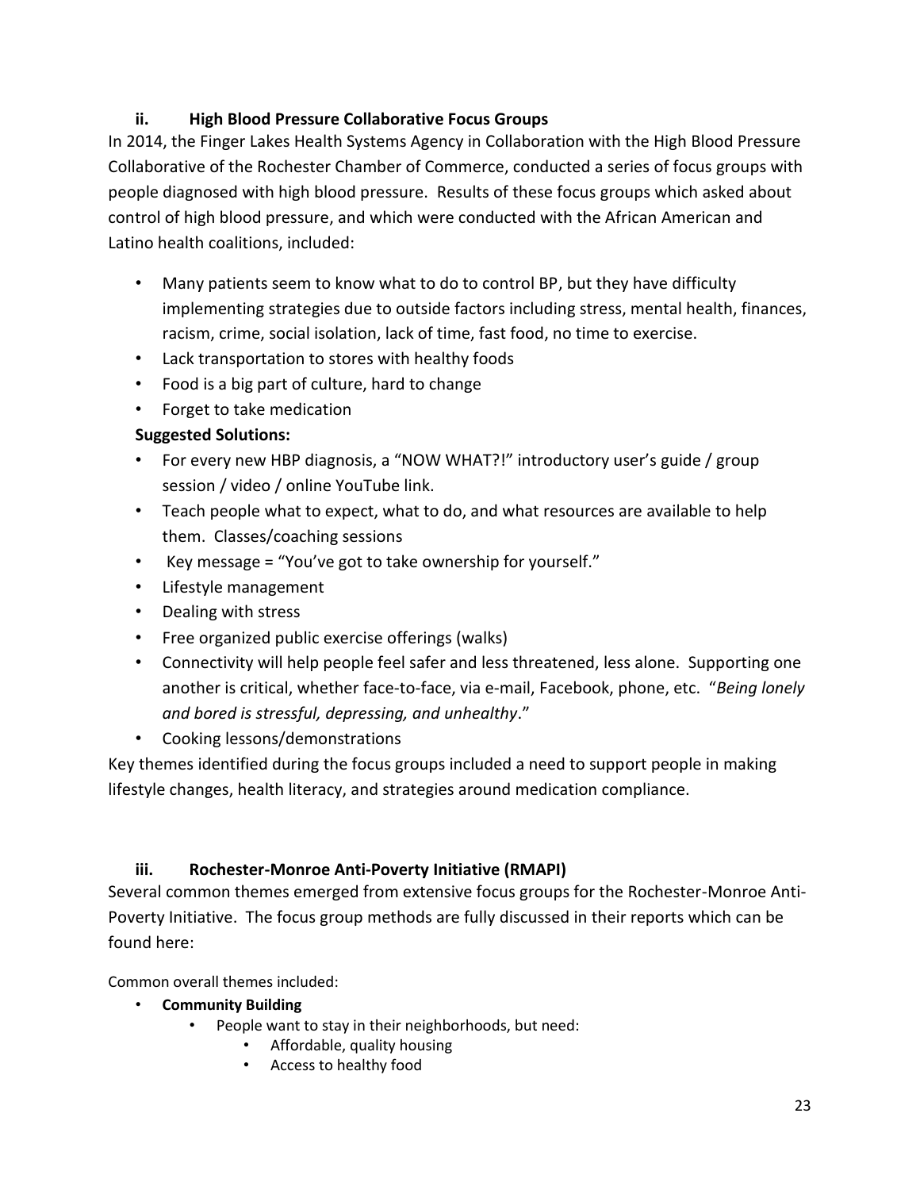### ii. High Blood Pressure Collaborative Focus Groups

In 2014, the Finger Lakes Health Systems Agency in Collaboration with the High Blood Pressure Collaborative of the Rochester Chamber of Commerce, conducted a series of focus groups with people diagnosed with high blood pressure. Results of these focus groups which asked about control of high blood pressure, and which were conducted with the African American and Latino health coalitions, included:

- Many patients seem to know what to do to control BP, but they have difficulty implementing strategies due to outside factors including stress, mental health, finances, racism, crime, social isolation, lack of time, fast food, no time to exercise.
- Lack transportation to stores with healthy foods
- Food is a big part of culture, hard to change
- Forget to take medication

**Suggested Solutions:**

- For every new HBP diagnosis, a "NOW WHAT?!" introductory user's guide / group session / video / online YouTube link.
- Teach people what to expect, what to do, and what resources are available to help them. Classes/coaching sessions
- Key message = "You've got to take ownership for yourself."
- Lifestyle management
- Dealing with stress
- Free organized public exercise offerings (walks)
- Connectivity will help people feel safer and less threatened, less alone. Supporting one another is critical, whether face-to-face, via e-mail, Facebook, phone, etc. "*Being lonely and bored is stressful, depressing, and unhealthy*."
- Cooking lessons/demonstrations

Key themes identified during the focus groups included a need to support people in making lifestyle changes, health literacy, and strategies around medication compliance.

### iii. Rochester-Monroe Anti-Poverty Initiative (RMAPI)

Several common themes emerged from extensive focus groups for the Rochester-Monroe Anti-Poverty Initiative. The focus group methods are fully discussed in their reports which can be found here:

Common overall themes included:

- **Community Building**
  - People want to stay in their neighborhoods, but need:
    - Affordable, quality housing
    - Access to healthy food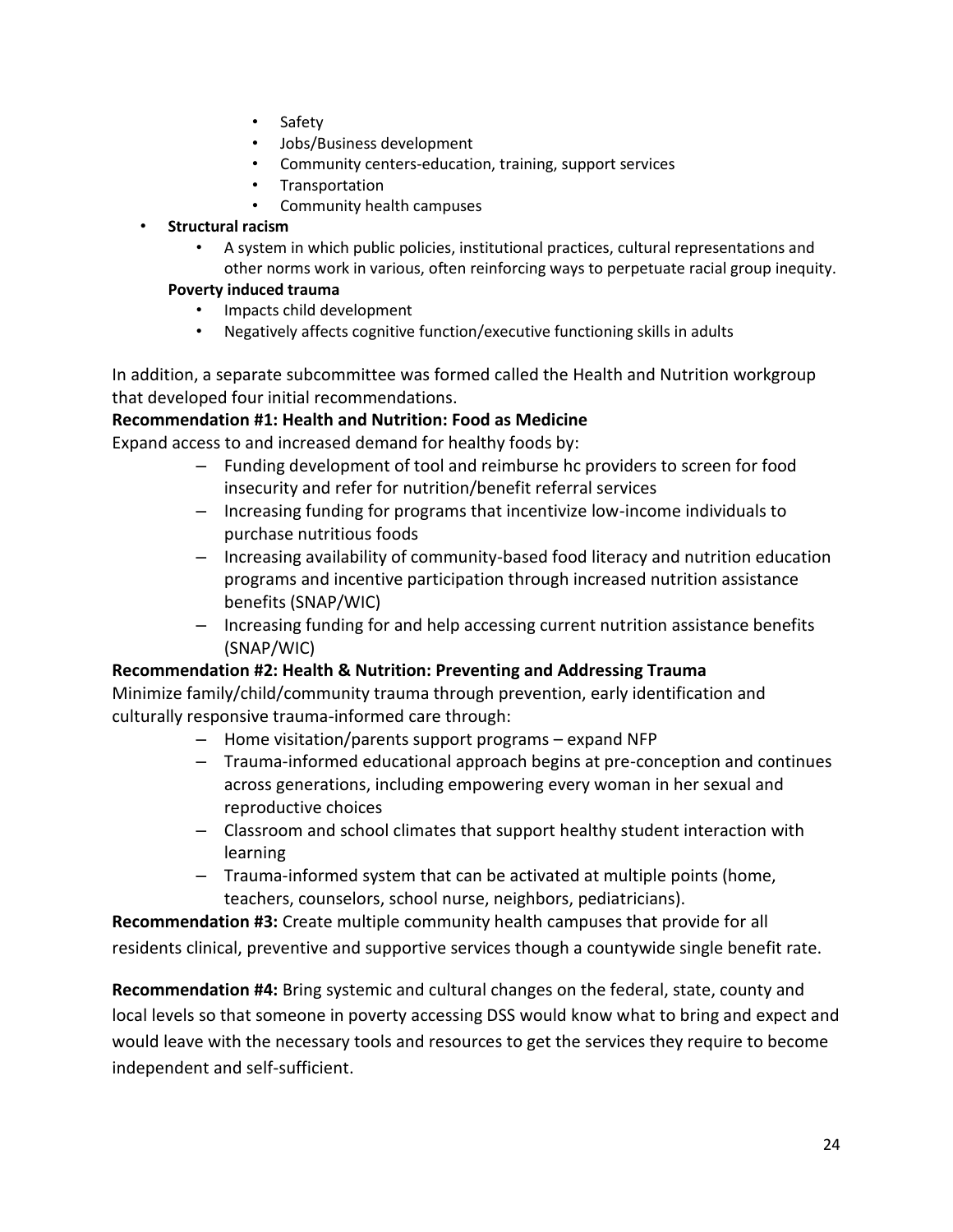- Safety
- Jobs/Business development
- Community centers-education, training, support services
- Transportation
- Community health campuses

- **Structural racism**
  - A system in which public policies, institutional practices, cultural representations and other norms work in various, often reinforcing ways to perpetuate racial group inequity.

  **Poverty induced trauma**
  - Impacts child development
  - Negatively affects cognitive function/executive functioning skills in adults

In addition, a separate subcommittee was formed called the Health and Nutrition workgroup that developed four initial recommendations.

**Recommendation #1: Health and Nutrition: Food as Medicine**

Expand access to and increased demand for healthy foods by:

- Funding development of tool and reimburse hc providers to screen for food insecurity and refer for nutrition/benefit referral services
- Increasing funding for programs that incentivize low-income individuals to purchase nutritious foods
- Increasing availability of community-based food literacy and nutrition education programs and incentive participation through increased nutrition assistance benefits (SNAP/WIC)
- Increasing funding for and help accessing current nutrition assistance benefits (SNAP/WIC)

**Recommendation #2: Health & Nutrition: Preventing and Addressing Trauma**

Minimize family/child/community trauma through prevention, early identification and culturally responsive trauma-informed care through:

- Home visitation/parents support programs – expand NFP
- Trauma-informed educational approach begins at pre-conception and continues across generations, including empowering every woman in her sexual and reproductive choices
- Classroom and school climates that support healthy student interaction with learning
- Trauma-informed system that can be activated at multiple points (home, teachers, counselors, school nurse, neighbors, pediatricians).

**Recommendation #3:** Create multiple community health campuses that provide for all residents clinical, preventive and supportive services though a countywide single benefit rate.

**Recommendation #4:** Bring systemic and cultural changes on the federal, state, county and local levels so that someone in poverty accessing DSS would know what to bring and expect and would leave with the necessary tools and resources to get the services they require to become independent and self-sufficient.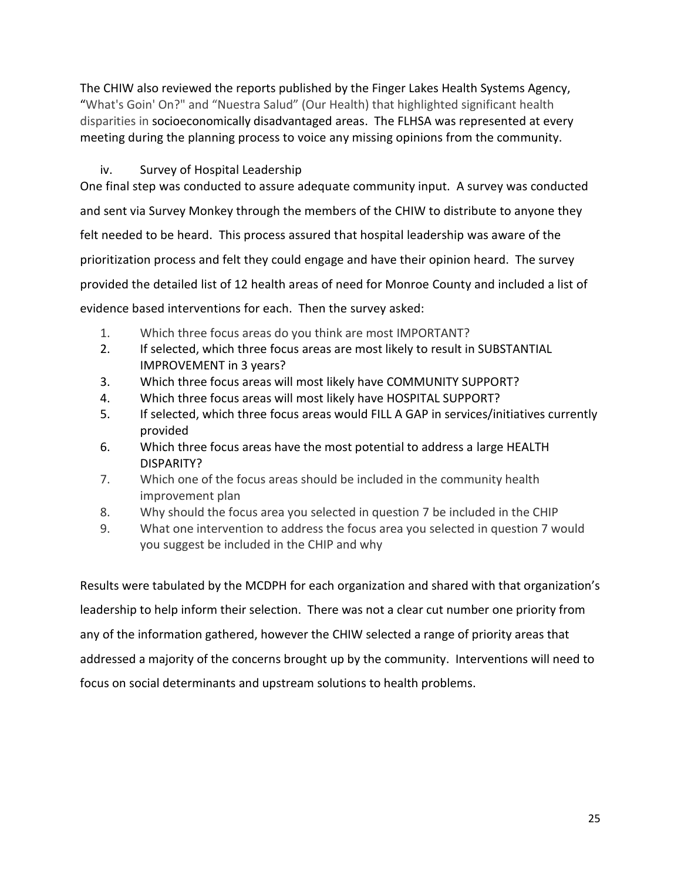The CHIW also reviewed the reports published by the Finger Lakes Health Systems Agency, "What's Goin' On?" and "Nuestra Salud" (Our Health) that highlighted significant health disparities in socioeconomically disadvantaged areas. The FLHSA was represented at every meeting during the planning process to voice any missing opinions from the community.

### iv. Survey of Hospital Leadership

One final step was conducted to assure adequate community input. A survey was conducted and sent via Survey Monkey through the members of the CHIW to distribute to anyone they felt needed to be heard. This process assured that hospital leadership was aware of the prioritization process and felt they could engage and have their opinion heard. The survey provided the detailed list of 12 health areas of need for Monroe County and included a list of evidence based interventions for each. Then the survey asked:

1. Which three focus areas do you think are most IMPORTANT?
2. If selected, which three focus areas are most likely to result in SUBSTANTIAL IMPROVEMENT in 3 years?
3. Which three focus areas will most likely have COMMUNITY SUPPORT?
4. Which three focus areas will most likely have HOSPITAL SUPPORT?
5. If selected, which three focus areas would FILL A GAP in services/initiatives currently provided
6. Which three focus areas have the most potential to address a large HEALTH DISPARITY?
7. Which one of the focus areas should be included in the community health improvement plan
8. Why should the focus area you selected in question 7 be included in the CHIP
9. What one intervention to address the focus area you selected in question 7 would you suggest be included in the CHIP and why

Results were tabulated by the MCDPH for each organization and shared with that organization's leadership to help inform their selection. There was not a clear cut number one priority from any of the information gathered, however the CHIW selected a range of priority areas that addressed a majority of the concerns brought up by the community. Interventions will need to focus on social determinants and upstream solutions to health problems.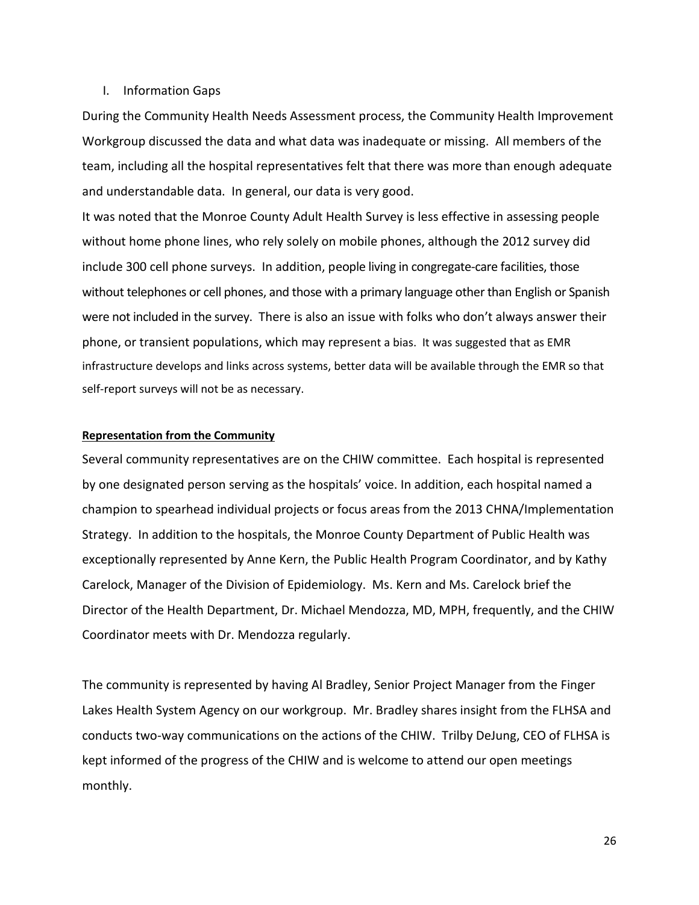I. Information Gaps

During the Community Health Needs Assessment process, the Community Health Improvement Workgroup discussed the data and what data was inadequate or missing. All members of the team, including all the hospital representatives felt that there was more than enough adequate and understandable data. In general, our data is very good.

It was noted that the Monroe County Adult Health Survey is less effective in assessing people without home phone lines, who rely solely on mobile phones, although the 2012 survey did include 300 cell phone surveys. In addition, people living in congregate-care facilities, those without telephones or cell phones, and those with a primary language other than English or Spanish were not included in the survey. There is also an issue with folks who don't always answer their phone, or transient populations, which may represent a bias. It was suggested that as EMR infrastructure develops and links across systems, better data will be available through the EMR so that self-report surveys will not be as necessary.

**Representation from the Community**

Several community representatives are on the CHIW committee. Each hospital is represented by one designated person serving as the hospitals' voice. In addition, each hospital named a champion to spearhead individual projects or focus areas from the 2013 CHNA/Implementation Strategy. In addition to the hospitals, the Monroe County Department of Public Health was exceptionally represented by Anne Kern, the Public Health Program Coordinator, and by Kathy Carelock, Manager of the Division of Epidemiology. Ms. Kern and Ms. Carelock brief the Director of the Health Department, Dr. Michael Mendozza, MD, MPH, frequently, and the CHIW Coordinator meets with Dr. Mendozza regularly.

The community is represented by having Al Bradley, Senior Project Manager from the Finger Lakes Health System Agency on our workgroup. Mr. Bradley shares insight from the FLHSA and conducts two-way communications on the actions of the CHIW. Trilby DeJung, CEO of FLHSA is kept informed of the progress of the CHIW and is welcome to attend our open meetings monthly.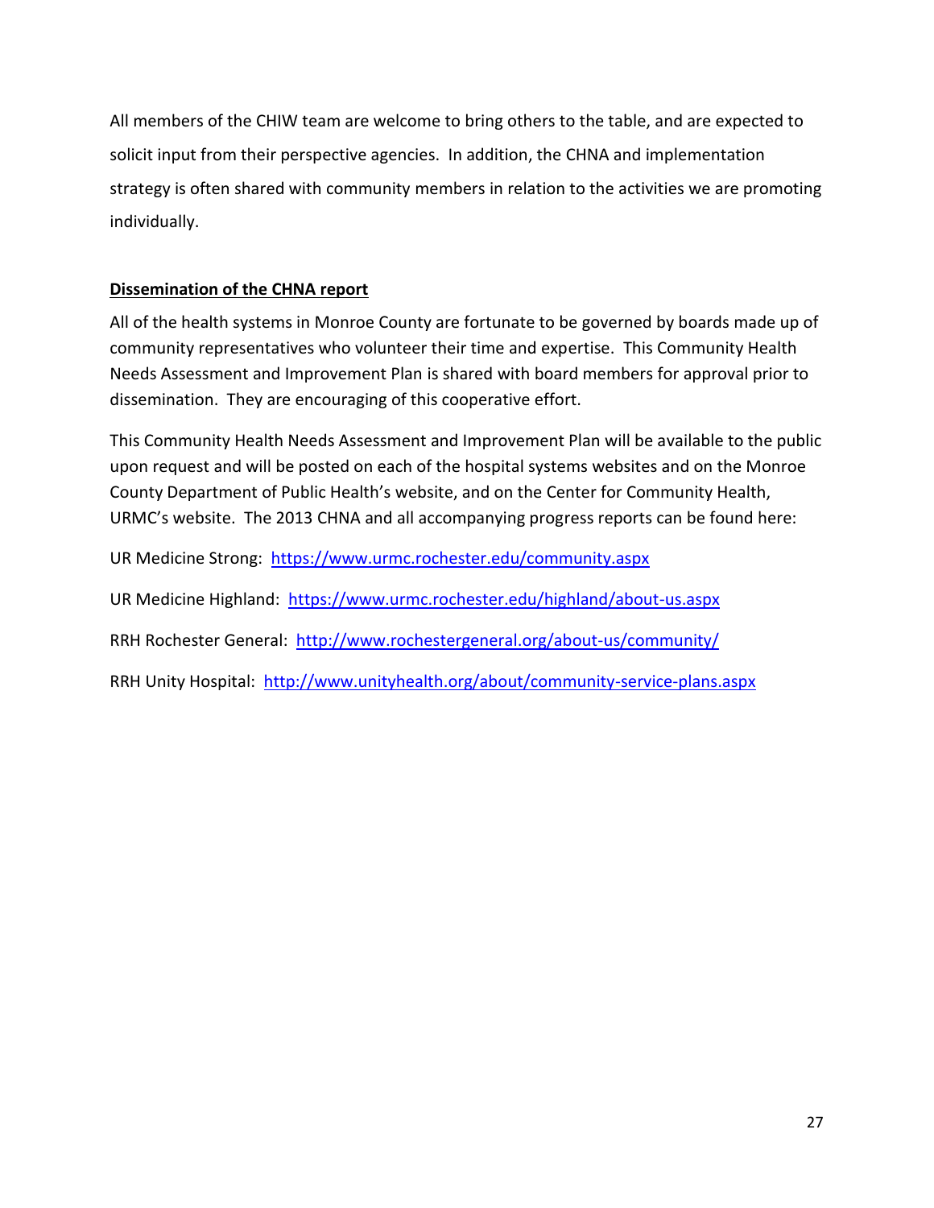All members of the CHIW team are welcome to bring others to the table, and are expected to solicit input from their perspective agencies. In addition, the CHNA and implementation strategy is often shared with community members in relation to the activities we are promoting individually.

## Dissemination of the CHNA report

All of the health systems in Monroe County are fortunate to be governed by boards made up of community representatives who volunteer their time and expertise. This Community Health Needs Assessment and Improvement Plan is shared with board members for approval prior to dissemination. They are encouraging of this cooperative effort.

This Community Health Needs Assessment and Improvement Plan will be available to the public upon request and will be posted on each of the hospital systems websites and on the Monroe County Department of Public Health's website, and on the Center for Community Health, URMC's website. The 2013 CHNA and all accompanying progress reports can be found here:

UR Medicine Strong: https://www.urmc.rochester.edu/community.aspx

UR Medicine Highland: https://www.urmc.rochester.edu/highland/about-us.aspx

RRH Rochester General: http://www.rochestergeneral.org/about-us/community/

RRH Unity Hospital: http://www.unityhealth.org/about/community-service-plans.aspx